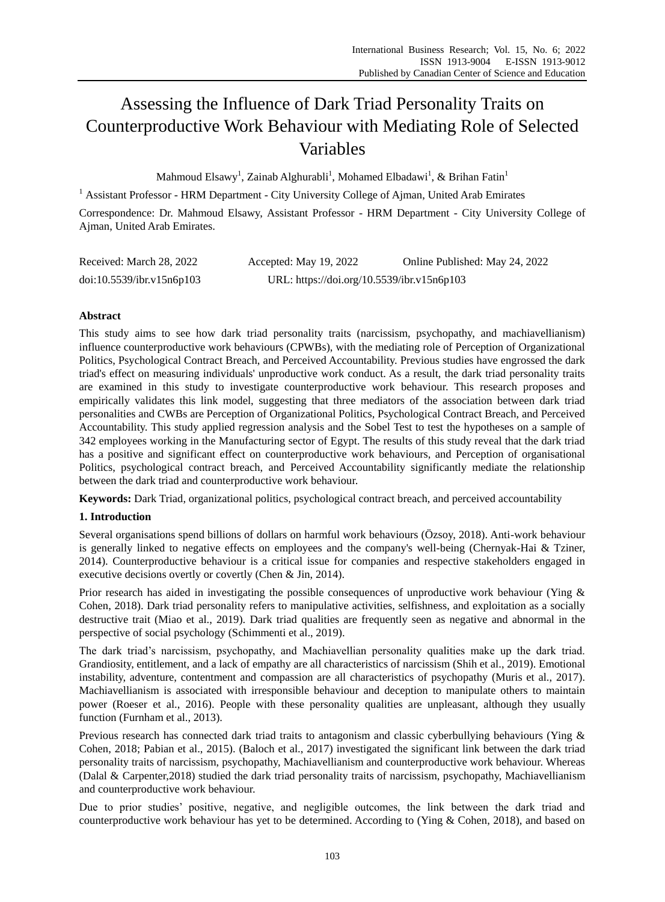# Assessing the Influence of Dark Triad Personality Traits on Counterproductive Work Behaviour with Mediating Role of Selected Variables

Mahmoud Elsawy[1], Zainab Alghurabli[1], Mohamed Elbadawi[1], & Brihan Fatin[1]

[1] Assistant Professor - HRM Department - City University College of Ajman, United Arab Emirates

Correspondence: Dr. Mahmoud Elsawy, Assistant Professor - HRM Department - City University College of Ajman, United Arab Emirates.

Received: March 28, 2022 Accepted: May 19, 2022 Online Published: May 24, 2022

doi:10.5539/ibr.v15n6p103 URL: https://doi.org/10.5539/ibr.v15n6p103

## Abstract

This study aims to see how dark triad personality traits (narcissism, psychopathy, and machiavellianism) influence counterproductive work behaviours (CPWBs), with the mediating role of Perception of Organizational Politics, Psychological Contract Breach, and Perceived Accountability. Previous studies have engrossed the dark triad's effect on measuring individuals' unproductive work conduct. As a result, the dark triad personality traits are examined in this study to investigate counterproductive work behaviour. This research proposes and empirically validates this link model, suggesting that three mediators of the association between dark triad personalities and CWBs are Perception of Organizational Politics, Psychological Contract Breach, and Perceived Accountability. This study applied regression analysis and the Sobel Test to test the hypotheses on a sample of 342 employees working in the Manufacturing sector of Egypt. The results of this study reveal that the dark triad has a positive and significant effect on counterproductive work behaviours, and Perception of organisational Politics, psychological contract breach, and Perceived Accountability significantly mediate the relationship between the dark triad and counterproductive work behaviour.

**Keywords:** Dark Triad, organizational politics, psychological contract breach, and perceived accountability

## 1. Introduction

Several organisations spend billions of dollars on harmful work behaviours (Özsoy, 2018). Anti-work behaviour is generally linked to negative effects on employees and the company's well-being (Chernyak-Hai & Tziner, 2014). Counterproductive behaviour is a critical issue for companies and respective stakeholders engaged in executive decisions overtly or covertly (Chen & Jin, 2014).

Prior research has aided in investigating the possible consequences of unproductive work behaviour (Ying & Cohen, 2018). Dark triad personality refers to manipulative activities, selfishness, and exploitation as a socially destructive trait (Miao et al., 2019). Dark triad qualities are frequently seen as negative and abnormal in the perspective of social psychology (Schimmenti et al., 2019).

The dark triad's narcissism, psychopathy, and Machiavellian personality qualities make up the dark triad. Grandiosity, entitlement, and a lack of empathy are all characteristics of narcissism (Shih et al., 2019). Emotional instability, adventure, contentment and compassion are all characteristics of psychopathy (Muris et al., 2017). Machiavellianism is associated with irresponsible behaviour and deception to manipulate others to maintain power (Roeser et al., 2016). People with these personality qualities are unpleasant, although they usually function (Furnham et al., 2013).

Previous research has connected dark triad traits to antagonism and classic cyberbullying behaviours (Ying & Cohen, 2018; Pabian et al., 2015). (Baloch et al., 2017) investigated the significant link between the dark triad personality traits of narcissism, psychopathy, Machiavellianism and counterproductive work behaviour. Whereas (Dalal & Carpenter,2018) studied the dark triad personality traits of narcissism, psychopathy, Machiavellianism and counterproductive work behaviour.

Due to prior studies' positive, negative, and negligible outcomes, the link between the dark triad and counterproductive work behaviour has yet to be determined. According to (Ying & Cohen, 2018), and based on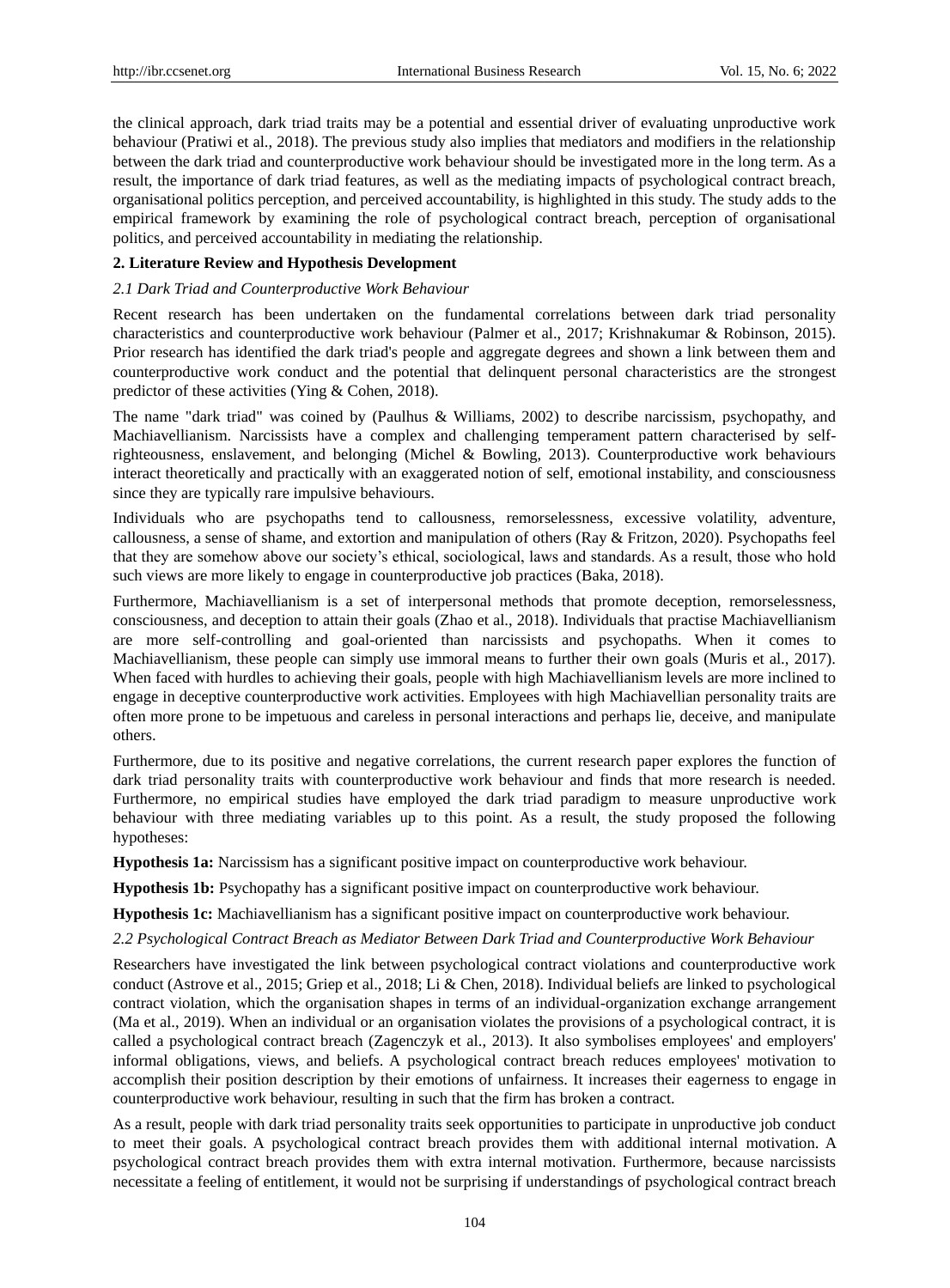the clinical approach, dark triad traits may be a potential and essential driver of evaluating unproductive work behaviour (Pratiwi et al., 2018). The previous study also implies that mediators and modifiers in the relationship between the dark triad and counterproductive work behaviour should be investigated more in the long term. As a result, the importance of dark triad features, as well as the mediating impacts of psychological contract breach, organisational politics perception, and perceived accountability, is highlighted in this study. The study adds to the empirical framework by examining the role of psychological contract breach, perception of organisational politics, and perceived accountability in mediating the relationship.

## 2. Literature Review and Hypothesis Development

### *2.1 Dark Triad and Counterproductive Work Behaviour*

Recent research has been undertaken on the fundamental correlations between dark triad personality characteristics and counterproductive work behaviour (Palmer et al., 2017; Krishnakumar & Robinson, 2015). Prior research has identified the dark triad's people and aggregate degrees and shown a link between them and counterproductive work conduct and the potential that delinquent personal characteristics are the strongest predictor of these activities (Ying & Cohen, 2018).

The name "dark triad" was coined by (Paulhus & Williams, 2002) to describe narcissism, psychopathy, and Machiavellianism. Narcissists have a complex and challenging temperament pattern characterised by self-righteousness, enslavement, and belonging (Michel & Bowling, 2013). Counterproductive work behaviours interact theoretically and practically with an exaggerated notion of self, emotional instability, and consciousness since they are typically rare impulsive behaviours.

Individuals who are psychopaths tend to callousness, remorselessness, excessive volatility, adventure, callousness, a sense of shame, and extortion and manipulation of others (Ray & Fritzon, 2020). Psychopaths feel that they are somehow above our society's ethical, sociological, laws and standards. As a result, those who hold such views are more likely to engage in counterproductive job practices (Baka, 2018).

Furthermore, Machiavellianism is a set of interpersonal methods that promote deception, remorselessness, consciousness, and deception to attain their goals (Zhao et al., 2018). Individuals that practise Machiavellianism are more self-controlling and goal-oriented than narcissists and psychopaths. When it comes to Machiavellianism, these people can simply use immoral means to further their own goals (Muris et al., 2017). When faced with hurdles to achieving their goals, people with high Machiavellianism levels are more inclined to engage in deceptive counterproductive work activities. Employees with high Machiavellian personality traits are often more prone to be impetuous and careless in personal interactions and perhaps lie, deceive, and manipulate others.

Furthermore, due to its positive and negative correlations, the current research paper explores the function of dark triad personality traits with counterproductive work behaviour and finds that more research is needed. Furthermore, no empirical studies have employed the dark triad paradigm to measure unproductive work behaviour with three mediating variables up to this point. As a result, the study proposed the following hypotheses:

**Hypothesis 1a:** Narcissism has a significant positive impact on counterproductive work behaviour.

**Hypothesis 1b:** Psychopathy has a significant positive impact on counterproductive work behaviour.

**Hypothesis 1c:** Machiavellianism has a significant positive impact on counterproductive work behaviour.

### *2.2 Psychological Contract Breach as Mediator Between Dark Triad and Counterproductive Work Behaviour*

Researchers have investigated the link between psychological contract violations and counterproductive work conduct (Astrove et al., 2015; Griep et al., 2018; Li & Chen, 2018). Individual beliefs are linked to psychological contract violation, which the organisation shapes in terms of an individual-organization exchange arrangement (Ma et al., 2019). When an individual or an organisation violates the provisions of a psychological contract, it is called a psychological contract breach (Zagenczyk et al., 2013). It also symbolises employees' and employers' informal obligations, views, and beliefs. A psychological contract breach reduces employees' motivation to accomplish their position description by their emotions of unfairness. It increases their eagerness to engage in counterproductive work behaviour, resulting in such that the firm has broken a contract.

As a result, people with dark triad personality traits seek opportunities to participate in unproductive job conduct to meet their goals. A psychological contract breach provides them with additional internal motivation. A psychological contract breach provides them with extra internal motivation. Furthermore, because narcissists necessitate a feeling of entitlement, it would not be surprising if understandings of psychological contract breach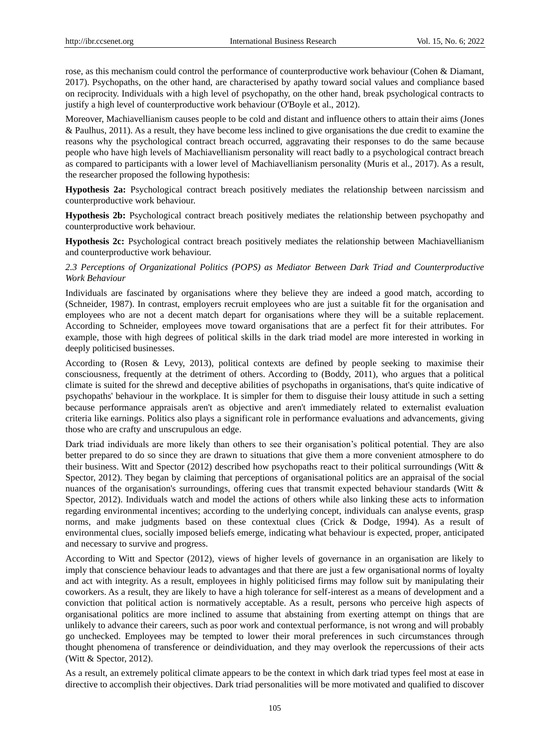rose, as this mechanism could control the performance of counterproductive work behaviour (Cohen & Diamant, 2017). Psychopaths, on the other hand, are characterised by apathy toward social values and compliance based on reciprocity. Individuals with a high level of psychopathy, on the other hand, break psychological contracts to justify a high level of counterproductive work behaviour (O'Boyle et al., 2012).

Moreover, Machiavellianism causes people to be cold and distant and influence others to attain their aims (Jones & Paulhus, 2011). As a result, they have become less inclined to give organisations the due credit to examine the reasons why the psychological contract breach occurred, aggravating their responses to do the same because people who have high levels of Machiavellianism personality will react badly to a psychological contract breach as compared to participants with a lower level of Machiavellianism personality (Muris et al., 2017). As a result, the researcher proposed the following hypothesis:

**Hypothesis 2a:** Psychological contract breach positively mediates the relationship between narcissism and counterproductive work behaviour.

**Hypothesis 2b:** Psychological contract breach positively mediates the relationship between psychopathy and counterproductive work behaviour.

**Hypothesis 2c:** Psychological contract breach positively mediates the relationship between Machiavellianism and counterproductive work behaviour.

### *2.3 Perceptions of Organizational Politics (POPS) as Mediator Between Dark Triad and Counterproductive Work Behaviour*

Individuals are fascinated by organisations where they believe they are indeed a good match, according to (Schneider, 1987). In contrast, employers recruit employees who are just a suitable fit for the organisation and employees who are not a decent match depart for organisations where they will be a suitable replacement. According to Schneider, employees move toward organisations that are a perfect fit for their attributes. For example, those with high degrees of political skills in the dark triad model are more interested in working in deeply politicised businesses.

According to (Rosen & Levy, 2013), political contexts are defined by people seeking to maximise their consciousness, frequently at the detriment of others. According to (Boddy, 2011), who argues that a political climate is suited for the shrewd and deceptive abilities of psychopaths in organisations, that's quite indicative of psychopaths' behaviour in the workplace. It is simpler for them to disguise their lousy attitude in such a setting because performance appraisals aren't as objective and aren't immediately related to externalist evaluation criteria like earnings. Politics also plays a significant role in performance evaluations and advancements, giving those who are crafty and unscrupulous an edge.

Dark triad individuals are more likely than others to see their organisation's political potential. They are also better prepared to do so since they are drawn to situations that give them a more convenient atmosphere to do their business. Witt and Spector (2012) described how psychopaths react to their political surroundings (Witt & Spector, 2012). They began by claiming that perceptions of organisational politics are an appraisal of the social nuances of the organisation's surroundings, offering cues that transmit expected behaviour standards (Witt & Spector, 2012). Individuals watch and model the actions of others while also linking these acts to information regarding environmental incentives; according to the underlying concept, individuals can analyse events, grasp norms, and make judgments based on these contextual clues (Crick & Dodge, 1994). As a result of environmental clues, socially imposed beliefs emerge, indicating what behaviour is expected, proper, anticipated and necessary to survive and progress.

According to Witt and Spector (2012), views of higher levels of governance in an organisation are likely to imply that conscience behaviour leads to advantages and that there are just a few organisational norms of loyalty and act with integrity. As a result, employees in highly politicised firms may follow suit by manipulating their coworkers. As a result, they are likely to have a high tolerance for self-interest as a means of development and a conviction that political action is normatively acceptable. As a result, persons who perceive high aspects of organisational politics are more inclined to assume that abstaining from exerting attempt on things that are unlikely to advance their careers, such as poor work and contextual performance, is not wrong and will probably go unchecked. Employees may be tempted to lower their moral preferences in such circumstances through thought phenomena of transference or deindividuation, and they may overlook the repercussions of their acts (Witt & Spector, 2012).

As a result, an extremely political climate appears to be the context in which dark triad types feel most at ease in directive to accomplish their objectives. Dark triad personalities will be more motivated and qualified to discover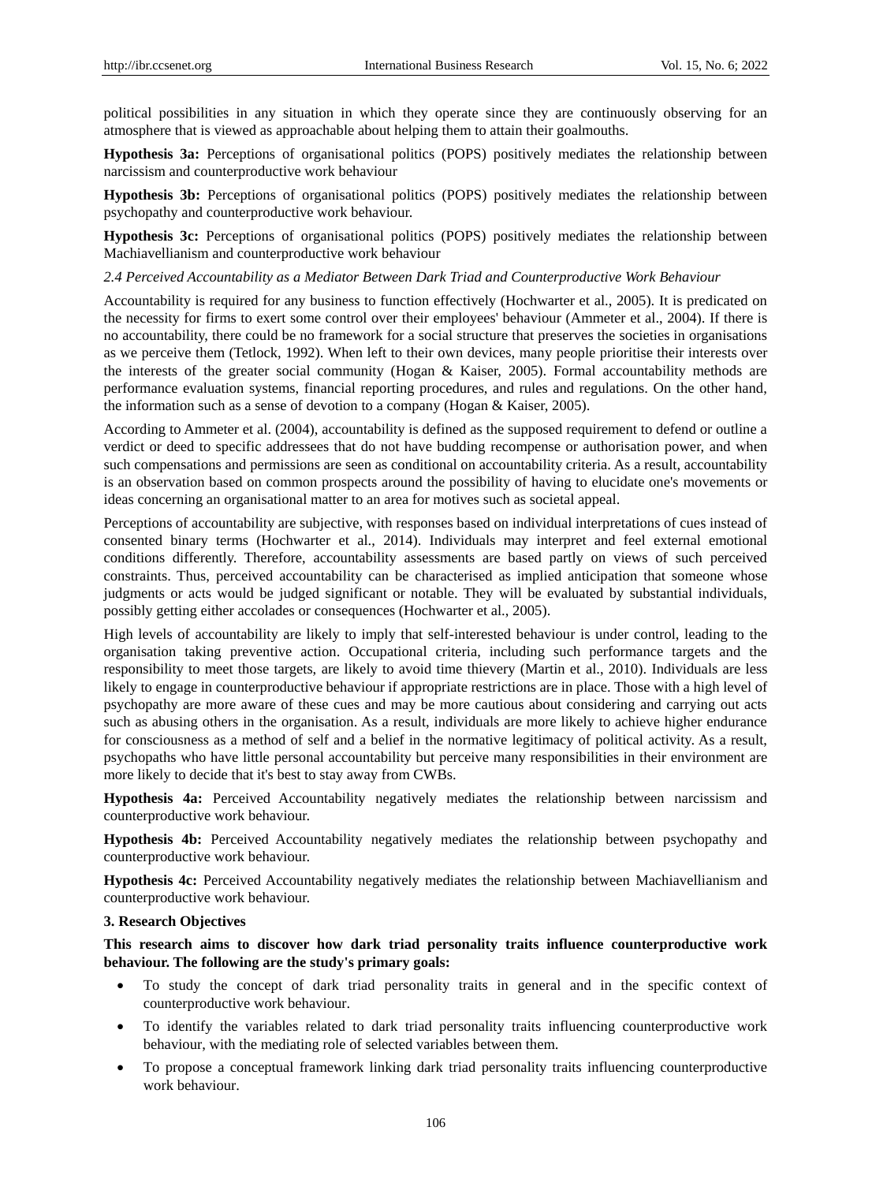political possibilities in any situation in which they operate since they are continuously observing for an atmosphere that is viewed as approachable about helping them to attain their goalmouths.

**Hypothesis 3a:** Perceptions of organisational politics (POPS) positively mediates the relationship between narcissism and counterproductive work behaviour

**Hypothesis 3b:** Perceptions of organisational politics (POPS) positively mediates the relationship between psychopathy and counterproductive work behaviour.

**Hypothesis 3c:** Perceptions of organisational politics (POPS) positively mediates the relationship between Machiavellianism and counterproductive work behaviour

### *2.4 Perceived Accountability as a Mediator Between Dark Triad and Counterproductive Work Behaviour*

Accountability is required for any business to function effectively (Hochwarter et al., 2005). It is predicated on the necessity for firms to exert some control over their employees' behaviour (Ammeter et al., 2004). If there is no accountability, there could be no framework for a social structure that preserves the societies in organisations as we perceive them (Tetlock, 1992). When left to their own devices, many people prioritise their interests over the interests of the greater social community (Hogan & Kaiser, 2005). Formal accountability methods are performance evaluation systems, financial reporting procedures, and rules and regulations. On the other hand, the information such as a sense of devotion to a company (Hogan & Kaiser, 2005).

According to Ammeter et al. (2004), accountability is defined as the supposed requirement to defend or outline a verdict or deed to specific addressees that do not have budding recompense or authorisation power, and when such compensations and permissions are seen as conditional on accountability criteria. As a result, accountability is an observation based on common prospects around the possibility of having to elucidate one's movements or ideas concerning an organisational matter to an area for motives such as societal appeal.

Perceptions of accountability are subjective, with responses based on individual interpretations of cues instead of consented binary terms (Hochwarter et al., 2014). Individuals may interpret and feel external emotional conditions differently. Therefore, accountability assessments are based partly on views of such perceived constraints. Thus, perceived accountability can be characterised as implied anticipation that someone whose judgments or acts would be judged significant or notable. They will be evaluated by substantial individuals, possibly getting either accolades or consequences (Hochwarter et al., 2005).

High levels of accountability are likely to imply that self-interested behaviour is under control, leading to the organisation taking preventive action. Occupational criteria, including such performance targets and the responsibility to meet those targets, are likely to avoid time thievery (Martin et al., 2010). Individuals are less likely to engage in counterproductive behaviour if appropriate restrictions are in place. Those with a high level of psychopathy are more aware of these cues and may be more cautious about considering and carrying out acts such as abusing others in the organisation. As a result, individuals are more likely to achieve higher endurance for consciousness as a method of self and a belief in the normative legitimacy of political activity. As a result, psychopaths who have little personal accountability but perceive many responsibilities in their environment are more likely to decide that it's best to stay away from CWBs.

**Hypothesis 4a:** Perceived Accountability negatively mediates the relationship between narcissism and counterproductive work behaviour.

**Hypothesis 4b:** Perceived Accountability negatively mediates the relationship between psychopathy and counterproductive work behaviour.

**Hypothesis 4c:** Perceived Accountability negatively mediates the relationship between Machiavellianism and counterproductive work behaviour.

## 3. Research Objectives

**This research aims to discover how dark triad personality traits influence counterproductive work behaviour. The following are the study's primary goals:**

- To study the concept of dark triad personality traits in general and in the specific context of counterproductive work behaviour.
- To identify the variables related to dark triad personality traits influencing counterproductive work behaviour, with the mediating role of selected variables between them.
- To propose a conceptual framework linking dark triad personality traits influencing counterproductive work behaviour.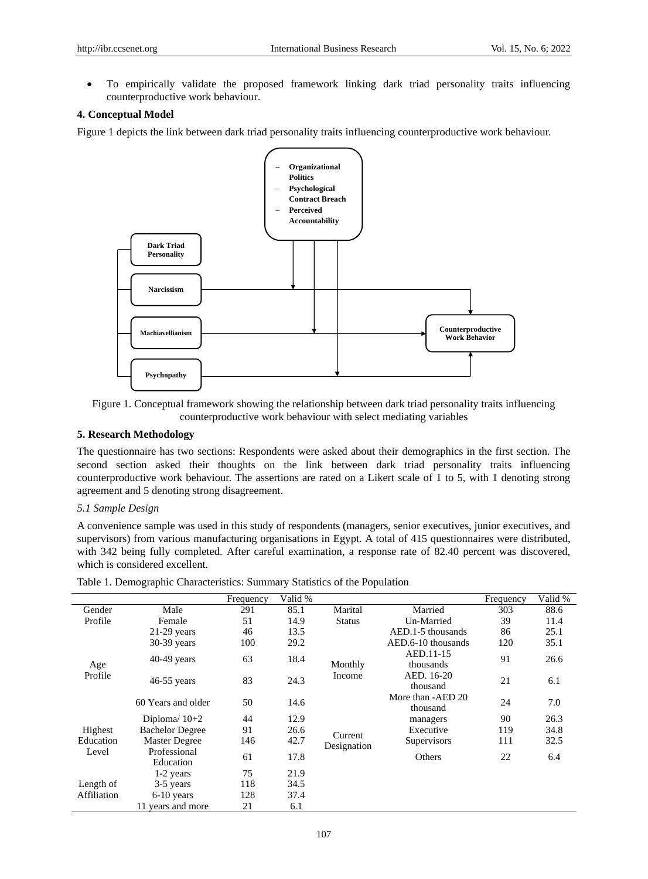- To empirically validate the proposed framework linking dark triad personality traits influencing counterproductive work behaviour.

## 4. Conceptual Model

Figure 1 depicts the link between dark triad personality traits influencing counterproductive work behaviour.

Figure 1. Conceptual framework showing the relationship between dark triad personality traits influencing counterproductive work behaviour with select mediating variables

## 5. Research Methodology

The questionnaire has two sections: Respondents were asked about their demographics in the first section. The second section asked their thoughts on the link between dark triad personality traits influencing counterproductive work behaviour. The assertions are rated on a Likert scale of 1 to 5, with 1 denoting strong agreement and 5 denoting strong disagreement.

### *5.1 Sample Design*

A convenience sample was used in this study of respondents (managers, senior executives, junior executives, and supervisors) from various manufacturing organisations in Egypt. A total of 415 questionnaires were distributed, with 342 being fully completed. After careful examination, a response rate of 82.40 percent was discovered, which is considered excellent.

Table 1. Demographic Characteristics: Summary Statistics of the Population

| | | Frequency | Valid % | | | Frequency | Valid % |
|---|---|---|---|---|---|---|---|
| Gender Profile | Male | 291 | 85.1 | Marital Status | Married | 303 | 88.6 |
| | Female | 51 | 14.9 | | Un-Married | 39 | 11.4 |
| Age Profile | 21-29 years | 46 | 13.5 | Monthly Income | AED.1-5 thousands | 86 | 25.1 |
| | 30-39 years | 100 | 29.2 | | AED.6-10 thousands | 120 | 35.1 |
| | 40-49 years | 63 | 18.4 | | AED.11-15 thousands | 91 | 26.6 |
| | 46-55 years | 83 | 24.3 | | AED. 16-20 thousand | 21 | 6.1 |
| | 60 Years and older | 50 | 14.6 | | More than -AED 20 thousand | 24 | 7.0 |
| Highest Education Level | Diploma/ 10+2 | 44 | 12.9 | Current Designation | managers | 90 | 26.3 |
| | Bachelor Degree | 91 | 26.6 | | Executive | 119 | 34.8 |
| | Master Degree | 146 | 42.7 | | Supervisors | 111 | 32.5 |
| | Professional Education | 61 | 17.8 | | Others | 22 | 6.4 |
| Length of Affiliation | 1-2 years | 75 | 21.9 | | | | |
| | 3-5 years | 118 | 34.5 | | | | |
| | 6-10 years | 128 | 37.4 | | | | |
| | 11 years and more | 21 | 6.1 | | | | |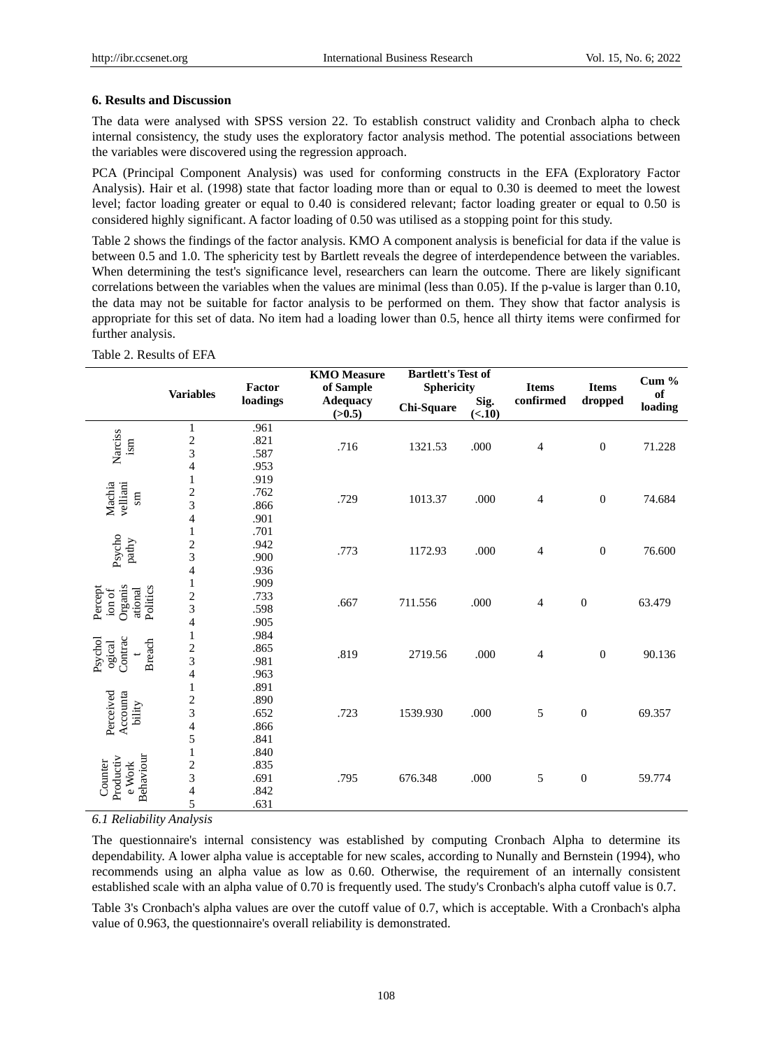### 6. Results and Discussion

The data were analysed with SPSS version 22. To establish construct validity and Cronbach alpha to check internal consistency, the study uses the exploratory factor analysis method. The potential associations between the variables were discovered using the regression approach.

PCA (Principal Component Analysis) was used for conforming constructs in the EFA (Exploratory Factor Analysis). Hair et al. (1998) state that factor loading more than or equal to 0.30 is deemed to meet the lowest level; factor loading greater or equal to 0.40 is considered relevant; factor loading greater or equal to 0.50 is considered highly significant. A factor loading of 0.50 was utilised as a stopping point for this study.

Table 2 shows the findings of the factor analysis. KMO A component analysis is beneficial for data if the value is between 0.5 and 1.0. The sphericity test by Bartlett reveals the degree of interdependence between the variables. When determining the test's significance level, researchers can learn the outcome. There are likely significant correlations between the variables when the values are minimal (less than 0.05). If the p-value is larger than 0.10, the data may not be suitable for factor analysis to be performed on them. They show that factor analysis is appropriate for this set of data. No item had a loading lower than 0.5, hence all thirty items were confirmed for further analysis.

Table 2. Results of EFA

| | Variables | Factor loadings | KMO Measure of Sample Adequacy (>0.5) | Bartlett's Test of Sphericity | | Items confirmed | Items dropped | Cum % of loading |
|---|---|---|---|---|---|---|---|---|
| | | | | Chi-Square | Sig. (<.10) | | | |
| Narcissism | 1 | .961 | .716 | 1321.53 | .000 | 4 | 0 | 71.228 |
| | 2 | .821 | | | | | | |
| | 3 | .587 | | | | | | |
| | 4 | .953 | | | | | | |
| Machiavellianism | 1 | .919 | .729 | 1013.37 | .000 | 4 | 0 | 74.684 |
| | 2 | .762 | | | | | | |
| | 3 | .866 | | | | | | |
| | 4 | .901 | | | | | | |
| Psychopathy | 1 | .701 | .773 | 1172.93 | .000 | 4 | 0 | 76.600 |
| | 2 | .942 | | | | | | |
| | 3 | .900 | | | | | | |
| | 4 | .936 | | | | | | |
| Perception of Organisational Politics | 1 | .909 | .667 | 711.556 | .000 | 4 | 0 | 63.479 |
| | 2 | .733 | | | | | | |
| | 3 | .598 | | | | | | |
| | 4 | .905 | | | | | | |
| Psychological Contract Breach | 1 | .984 | .819 | 2719.56 | .000 | 4 | 0 | 90.136 |
| | 2 | .865 | | | | | | |
| | 3 | .981 | | | | | | |
| | 4 | .963 | | | | | | |
| Perceived Accountability | 1 | .891 | .723 | 1539.930 | .000 | 5 | 0 | 69.357 |
| | 2 | .890 | | | | | | |
| | 3 | .652 | | | | | | |
| | 4 | .866 | | | | | | |
| | 5 | .841 | | | | | | |
| Counter Productive Work Behaviour | 1 | .840 | .795 | 676.348 | .000 | 5 | 0 | 59.774 |
| | 2 | .835 | | | | | | |
| | 3 | .691 | | | | | | |
| | 4 | .842 | | | | | | |
| | 5 | .631 | | | | | | |

#### *6.1 Reliability Analysis*

The questionnaire's internal consistency was established by computing Cronbach Alpha to determine its dependability. A lower alpha value is acceptable for new scales, according to Nunally and Bernstein (1994), who recommends using an alpha value as low as 0.60. Otherwise, the requirement of an internally consistent established scale with an alpha value of 0.70 is frequently used. The study's Cronbach's alpha cutoff value is 0.7.

Table 3's Cronbach's alpha values are over the cutoff value of 0.7, which is acceptable. With a Cronbach's alpha value of 0.963, the questionnaire's overall reliability is demonstrated.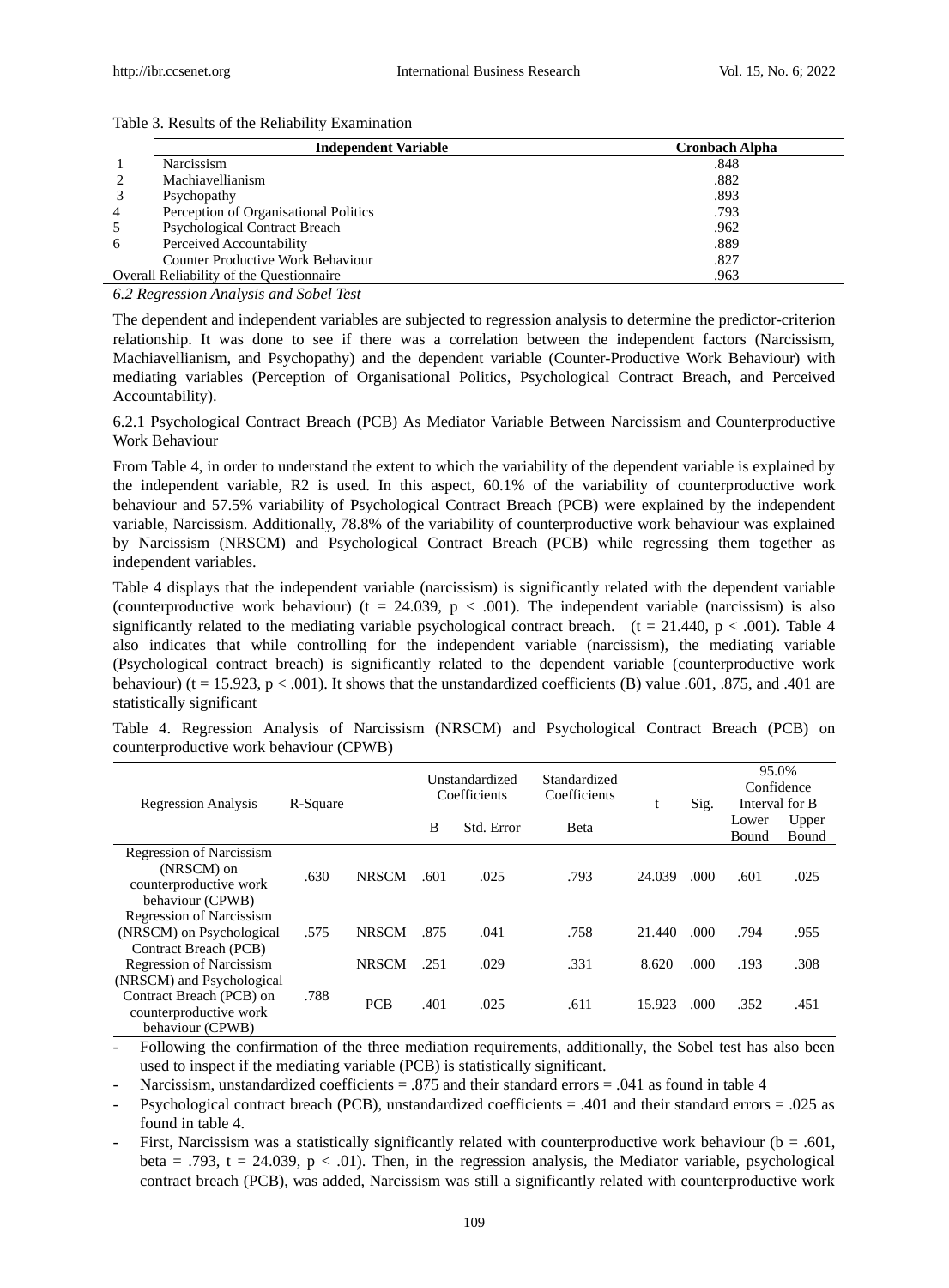Table 3. Results of the Reliability Examination

| | Independent Variable | Cronbach Alpha |
|---|---|---|
| 1 | Narcissism | .848 |
| 2 | Machiavellianism | .882 |
| 3 | Psychopathy | .893 |
| 4 | Perception of Organisational Politics | .793 |
| 5 | Psychological Contract Breach | .962 |
| 6 | Perceived Accountability | .889 |
| | Counter Productive Work Behaviour | .827 |
| Overall Reliability of the Questionnaire | | .963 |

*6.2 Regression Analysis and Sobel Test*

The dependent and independent variables are subjected to regression analysis to determine the predictor-criterion relationship. It was done to see if there was a correlation between the independent factors (Narcissism, Machiavellianism, and Psychopathy) and the dependent variable (Counter-Productive Work Behaviour) with mediating variables (Perception of Organisational Politics, Psychological Contract Breach, and Perceived Accountability).

6.2.1 Psychological Contract Breach (PCB) As Mediator Variable Between Narcissism and Counterproductive Work Behaviour

From Table 4, in order to understand the extent to which the variability of the dependent variable is explained by the independent variable, R2 is used. In this aspect, 60.1% of the variability of counterproductive work behaviour and 57.5% variability of Psychological Contract Breach (PCB) were explained by the independent variable, Narcissism. Additionally, 78.8% of the variability of counterproductive work behaviour was explained by Narcissism (NRSCM) and Psychological Contract Breach (PCB) while regressing them together as independent variables.

Table 4 displays that the independent variable (narcissism) is significantly related with the dependent variable (counterproductive work behaviour) ($t = 24.039$, $p < .001$). The independent variable (narcissism) is also significantly related to the mediating variable psychological contract breach. ($t = 21.440$, $p < .001$). Table 4 also indicates that while controlling for the independent variable (narcissism), the mediating variable (Psychological contract breach) is significantly related to the dependent variable (counterproductive work behaviour) ($t = 15.923$, $p < .001$). It shows that the unstandardized coefficients (B) value .601, .875, and .401 are statistically significant

Table 4. Regression Analysis of Narcissism (NRSCM) and Psychological Contract Breach (PCB) on counterproductive work behaviour (CPWB)

| Regression Analysis | R-Square | | Unstandardized Coefficients | | Standardized Coefficients | t | Sig. | 95.0% Confidence Interval for B | |
|---|---|---|---|---|---|---|---|---|---|
| | | | B | Std. Error | Beta | | | Lower Bound | Upper Bound |
| Regression of Narcissism (NRSCM) on counterproductive work behaviour (CPWB) | .630 | NRSCM | .601 | .025 | .793 | 24.039 | .000 | .601 | .025 |
| Regression of Narcissism (NRSCM) on Psychological Contract Breach (PCB) | .575 | NRSCM | .875 | .041 | .758 | 21.440 | .000 | .794 | .955 |
| Regression of Narcissism (NRSCM) and Psychological Contract Breach (PCB) on counterproductive work behaviour (CPWB) | .788 | NRSCM | .251 | .029 | .331 | 8.620 | .000 | .193 | .308 |
| | | PCB | .401 | .025 | .611 | 15.923 | .000 | .352 | .451 |

- Following the confirmation of the three mediation requirements, additionally, the Sobel test has also been used to inspect if the mediating variable (PCB) is statistically significant.
- Narcissism, unstandardized coefficients = .875 and their standard errors = .041 as found in table 4
- Psychological contract breach (PCB), unstandardized coefficients = .401 and their standard errors = .025 as found in table 4.
- First, Narcissism was a statistically significantly related with counterproductive work behaviour ($b = .601$, $beta = .793$, $t = 24.039$, $p < .01$). Then, in the regression analysis, the Mediator variable, psychological contract breach (PCB), was added, Narcissism was still a significantly related with counterproductive work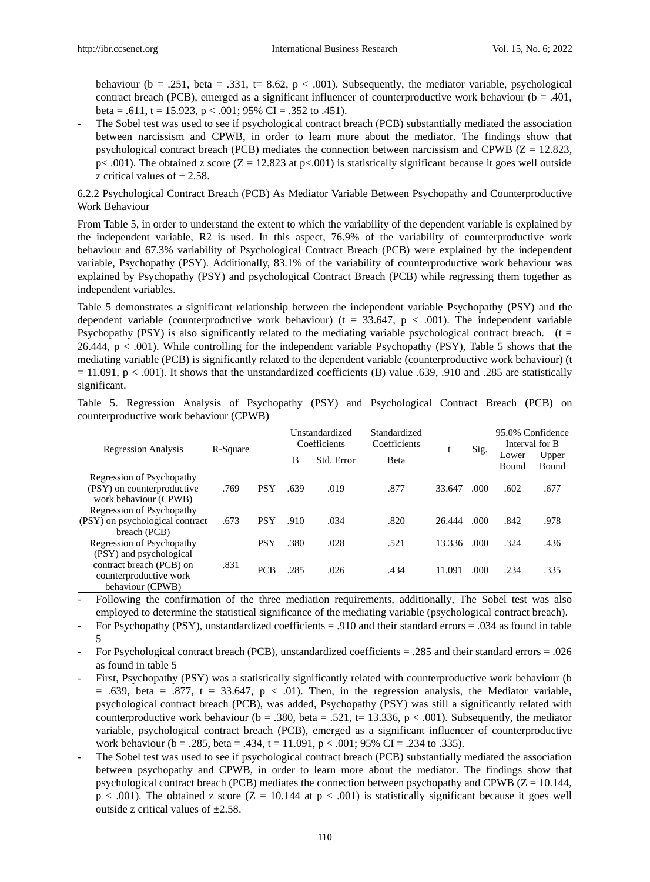behaviour (b = .251, beta = .331, t= 8.62, $p < .001$). Subsequently, the mediator variable, psychological contract breach (PCB), emerged as a significant influencer of counterproductive work behaviour (b = .401, beta = .611, t = 15.923, $p < .001$; 95% CI = .352 to .451).

- The Sobel test was used to see if psychological contract breach (PCB) substantially mediated the association between narcissism and CPWB, in order to learn more about the mediator. The findings show that psychological contract breach (PCB) mediates the connection between narcissism and CPWB (Z = 12.823, $p < .001$). The obtained z score (Z = 12.823 at $p<.001$) is statistically significant because it goes well outside z critical values of ± 2.58.

### 6.2.2 Psychological Contract Breach (PCB) As Mediator Variable Between Psychopathy and Counterproductive Work Behaviour

From Table 5, in order to understand the extent to which the variability of the dependent variable is explained by the independent variable, R2 is used. In this aspect, 76.9% of the variability of counterproductive work behaviour and 67.3% variability of Psychological Contract Breach (PCB) were explained by the independent variable, Psychopathy (PSY). Additionally, 83.1% of the variability of counterproductive work behaviour was explained by Psychopathy (PSY) and psychological Contract Breach (PCB) while regressing them together as independent variables.

Table 5 demonstrates a significant relationship between the independent variable Psychopathy (PSY) and the dependent variable (counterproductive work behaviour) (t = 33.647, $p < .001$). The independent variable Psychopathy (PSY) is also significantly related to the mediating variable psychological contract breach. (t = 26.444, $p < .001$). While controlling for the independent variable Psychopathy (PSY), Table 5 shows that the mediating variable (PCB) is significantly related to the dependent variable (counterproductive work behaviour) (t = 11.091, $p < .001$). It shows that the unstandardized coefficients (B) value .639, .910 and .285 are statistically significant.

Table 5. Regression Analysis of Psychopathy (PSY) and Psychological Contract Breach (PCB) on counterproductive work behaviour (CPWB)

| Regression Analysis | R-Square | | Unstandardized Coefficients | | Standardized Coefficients | t | Sig. | 95.0% Confidence Interval for B | |
|---|---|---|---|---|---|---|---|---|---|
| | | | B | Std. Error | Beta | | | Lower Bound | Upper Bound |
| Regression of Psychopathy (PSY) on counterproductive work behaviour (CPWB) | .769 | PSY | .639 | .019 | .877 | 33.647 | .000 | .602 | .677 |
| Regression of Psychopathy (PSY) on psychological contract breach (PCB) | .673 | PSY | .910 | .034 | .820 | 26.444 | .000 | .842 | .978 |
| Regression of Psychopathy (PSY) and psychological contract breach (PCB) on counterproductive work behaviour (CPWB) | .831 | PSY | .380 | .028 | .521 | 13.336 | .000 | .324 | .436 |
| | | PCB | .285 | .026 | .434 | 11.091 | .000 | .234 | .335 |

- Following the confirmation of the three mediation requirements, additionally, The Sobel test was also employed to determine the statistical significance of the mediating variable (psychological contract breach).
- For Psychopathy (PSY), unstandardized coefficients = .910 and their standard errors = .034 as found in table 5
- For Psychological contract breach (PCB), unstandardized coefficients = .285 and their standard errors = .026 as found in table 5
- First, Psychopathy (PSY) was a statistically significantly related with counterproductive work behaviour (b = .639, beta = .877, t = 33.647, $p < .01$). Then, in the regression analysis, the Mediator variable, psychological contract breach (PCB), was added, Psychopathy (PSY) was still a significantly related with counterproductive work behaviour (b = .380, beta = .521, t= 13.336, $p < .001$). Subsequently, the mediator variable, psychological contract breach (PCB), emerged as a significant influencer of counterproductive work behaviour (b = .285, beta = .434, t = 11.091, $p < .001$; 95% CI = .234 to .335).
- The Sobel test was used to see if psychological contract breach (PCB) substantially mediated the association between psychopathy and CPWB, in order to learn more about the mediator. The findings show that psychological contract breach (PCB) mediates the connection between psychopathy and CPWB (Z = 10.144, $p < .001$). The obtained z score (Z = 10.144 at $p < .001$) is statistically significant because it goes well outside z critical values of ±2.58.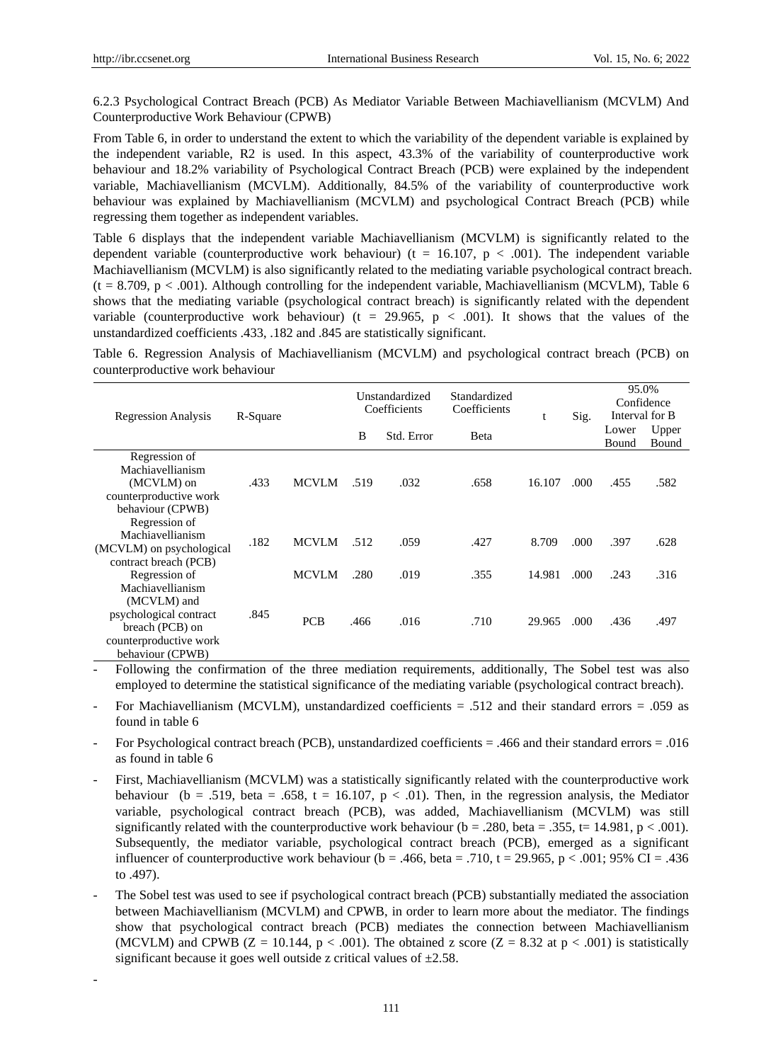6.2.3 Psychological Contract Breach (PCB) As Mediator Variable Between Machiavellianism (MCVLM) And Counterproductive Work Behaviour (CPWB)

From Table 6, in order to understand the extent to which the variability of the dependent variable is explained by the independent variable, R2 is used. In this aspect, 43.3% of the variability of counterproductive work behaviour and 18.2% variability of Psychological Contract Breach (PCB) were explained by the independent variable, Machiavellianism (MCVLM). Additionally, 84.5% of the variability of counterproductive work behaviour was explained by Machiavellianism (MCVLM) and psychological Contract Breach (PCB) while regressing them together as independent variables.

Table 6 displays that the independent variable Machiavellianism (MCVLM) is significantly related to the dependent variable (counterproductive work behaviour) ($t = 16.107$, $p < .001$). The independent variable Machiavellianism (MCVLM) is also significantly related to the mediating variable psychological contract breach. ($t = 8.709$, $p < .001$). Although controlling for the independent variable, Machiavellianism (MCVLM), Table 6 shows that the mediating variable (psychological contract breach) is significantly related with the dependent variable (counterproductive work behaviour) ($t = 29.965$, $p < .001$). It shows that the values of the unstandardized coefficients .433, .182 and .845 are statistically significant.

Table 6. Regression Analysis of Machiavellianism (MCVLM) and psychological contract breach (PCB) on counterproductive work behaviour

| Regression Analysis | R-Square | | Unstandardized Coefficients | | Standardized Coefficients | t | Sig. | 95.0% Confidence Interval for B | |
|---|---|---|---|---|---|---|---|---|---|
| | | | B | Std. Error | Beta | | | Lower Bound | Upper Bound |
| Regression of Machiavellianism (MCVLM) on counterproductive work behaviour (CPWB) | .433 | MCVLM | .519 | .032 | .658 | 16.107 | .000 | .455 | .582 |
| Regression of Machiavellianism (MCVLM) on psychological contract breach (PCB) | .182 | MCVLM | .512 | .059 | .427 | 8.709 | .000 | .397 | .628 |
| Regression of Machiavellianism (MCVLM) and psychological contract breach (PCB) on counterproductive work behaviour (CPWB) | .845 | MCVLM | .280 | .019 | .355 | 14.981 | .000 | .243 | .316 |
| | | PCB | .466 | .016 | .710 | 29.965 | .000 | .436 | .497 |

- Following the confirmation of the three mediation requirements, additionally, The Sobel test was also employed to determine the statistical significance of the mediating variable (psychological contract breach).
- For Machiavellianism (MCVLM), unstandardized coefficients = .512 and their standard errors = .059 as found in table 6
- For Psychological contract breach (PCB), unstandardized coefficients = .466 and their standard errors = .016 as found in table 6
- First, Machiavellianism (MCVLM) was a statistically significantly related with the counterproductive work behaviour ($b = .519$, beta = .658, $t = 16.107$, $p < .01$). Then, in the regression analysis, the Mediator variable, psychological contract breach (PCB), was added, Machiavellianism (MCVLM) was still significantly related with the counterproductive work behaviour ($b = .280$, beta = .355, $t = 14.981$, $p < .001$). Subsequently, the mediator variable, psychological contract breach (PCB), emerged as a significant influencer of counterproductive work behaviour ($b = .466$, beta = .710, $t = 29.965$, $p < .001$; 95% CI = .436 to .497).
- The Sobel test was used to see if psychological contract breach (PCB) substantially mediated the association between Machiavellianism (MCVLM) and CPWB, in order to learn more about the mediator. The findings show that psychological contract breach (PCB) mediates the connection between Machiavellianism (MCVLM) and CPWB ($Z = 10.144$, $p < .001$). The obtained z score ($Z = 8.32$ at $p < .001$) is statistically significant because it goes well outside z critical values of $\pm 2.58$.
-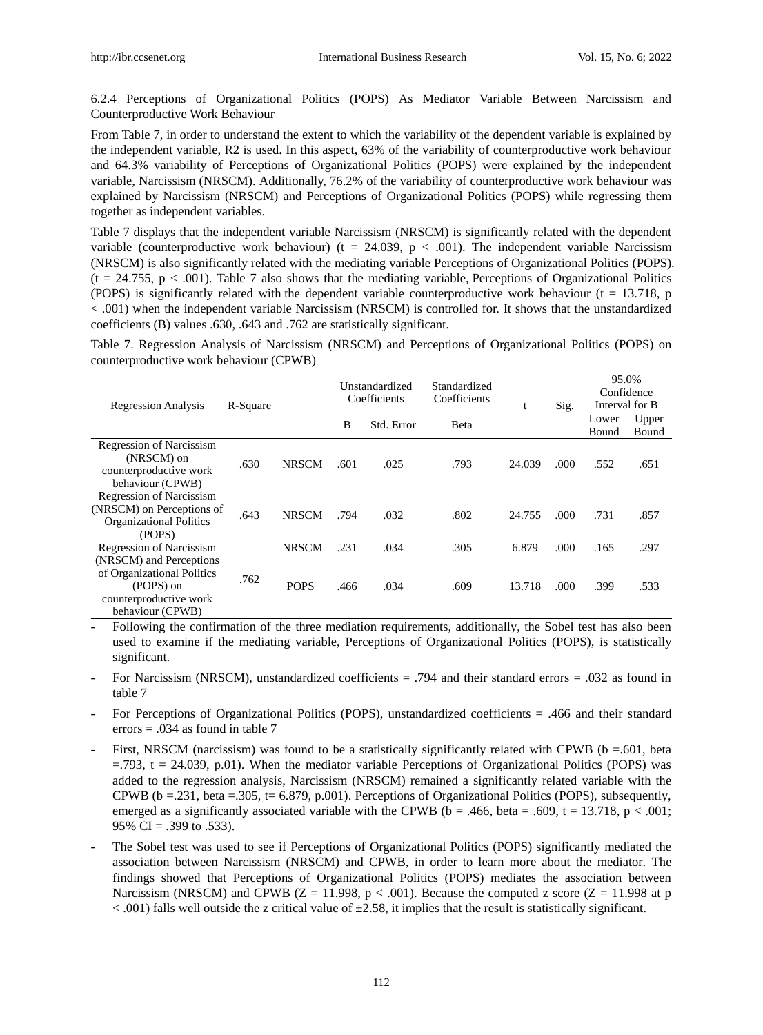6.2.4 Perceptions of Organizational Politics (POPS) As Mediator Variable Between Narcissism and Counterproductive Work Behaviour

From Table 7, in order to understand the extent to which the variability of the dependent variable is explained by the independent variable, R2 is used. In this aspect, 63% of the variability of counterproductive work behaviour and 64.3% variability of Perceptions of Organizational Politics (POPS) were explained by the independent variable, Narcissism (NRSCM). Additionally, 76.2% of the variability of counterproductive work behaviour was explained by Narcissism (NRSCM) and Perceptions of Organizational Politics (POPS) while regressing them together as independent variables.

Table 7 displays that the independent variable Narcissism (NRSCM) is significantly related with the dependent variable (counterproductive work behaviour) ($t = 24.039$, $p < .001$). The independent variable Narcissism (NRSCM) is also significantly related with the mediating variable Perceptions of Organizational Politics (POPS). ($t = 24.755$, $p < .001$). Table 7 also shows that the mediating variable, Perceptions of Organizational Politics (POPS) is significantly related with the dependent variable counterproductive work behaviour ($t = 13.718$, $p < .001$) when the independent variable Narcissism (NRSCM) is controlled for. It shows that the unstandardized coefficients (B) values .630, .643 and .762 are statistically significant.

Table 7. Regression Analysis of Narcissism (NRSCM) and Perceptions of Organizational Politics (POPS) on counterproductive work behaviour (CPWB)

| Regression Analysis | R-Square | | Unstandardized Coefficients | | Standardized Coefficients | t | Sig. | 95.0% Confidence Interval for B | |
|---|---|---|---|---|---|---|---|---|---|
| | | | B | Std. Error | Beta | | | Lower Bound | Upper Bound |
| Regression of Narcissism (NRSCM) on counterproductive work behaviour (CPWB) | .630 | NRSCM | .601 | .025 | .793 | 24.039 | .000 | .552 | .651 |
| Regression of Narcissism (NRSCM) on Perceptions of Organizational Politics (POPS) | .643 | NRSCM | .794 | .032 | .802 | 24.755 | .000 | .731 | .857 |
| Regression of Narcissism (NRSCM) and Perceptions of Organizational Politics (POPS) on counterproductive work behaviour (CPWB) | .762 | NRSCM | .231 | .034 | .305 | 6.879 | .000 | .165 | .297 |
| | | POPS | .466 | .034 | .609 | 13.718 | .000 | .399 | .533 |

- Following the confirmation of the three mediation requirements, additionally, the Sobel test has also been used to examine if the mediating variable, Perceptions of Organizational Politics (POPS), is statistically significant.
- For Narcissism (NRSCM), unstandardized coefficients = .794 and their standard errors = .032 as found in table 7
- For Perceptions of Organizational Politics (POPS), unstandardized coefficients = .466 and their standard errors = .034 as found in table 7
- First, NRSCM (narcissism) was found to be a statistically significantly related with CPWB (b =.601, beta =.793, t = 24.039, p.01). When the mediator variable Perceptions of Organizational Politics (POPS) was added to the regression analysis, Narcissism (NRSCM) remained a significantly related variable with the CPWB (b =.231, beta =.305, t= 6.879, p.001). Perceptions of Organizational Politics (POPS), subsequently, emerged as a significantly associated variable with the CPWB (b = .466, beta = .609, t = 13.718, $p < .001$; 95% CI = .399 to .533).
- The Sobel test was used to see if Perceptions of Organizational Politics (POPS) significantly mediated the association between Narcissism (NRSCM) and CPWB, in order to learn more about the mediator. The findings showed that Perceptions of Organizational Politics (POPS) mediates the association between Narcissism (NRSCM) and CPWB ($Z = 11.998$, $p < .001$). Because the computed z score ($Z = 11.998$ at $p < .001$) falls well outside the z critical value of $\pm 2.58$, it implies that the result is statistically significant.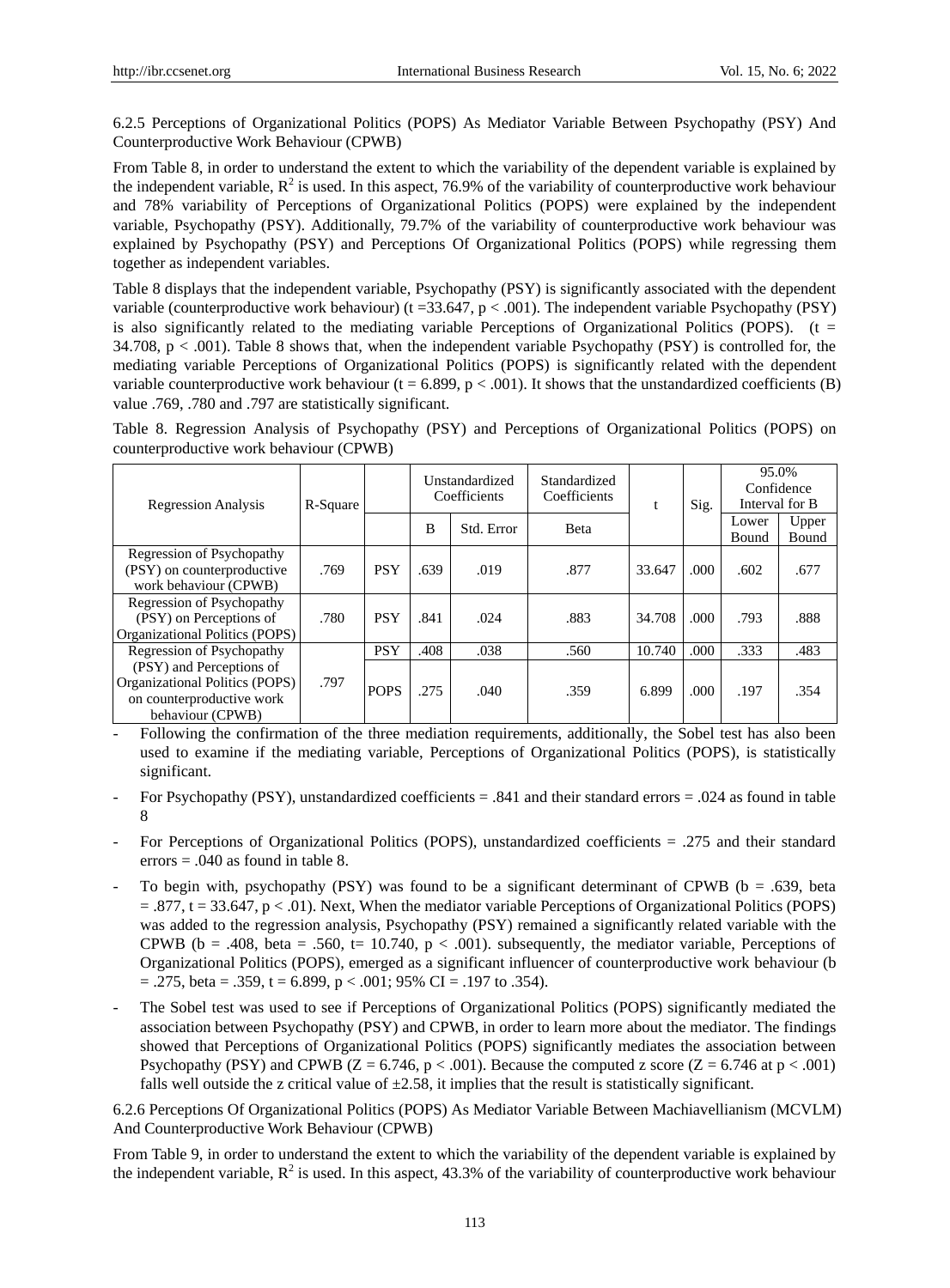#### 6.2.5 Perceptions of Organizational Politics (POPS) As Mediator Variable Between Psychopathy (PSY) And Counterproductive Work Behaviour (CPWB)

From Table 8, in order to understand the extent to which the variability of the dependent variable is explained by the independent variable, $R^2$ is used. In this aspect, 76.9% of the variability of counterproductive work behaviour and 78% variability of Perceptions of Organizational Politics (POPS) were explained by the independent variable, Psychopathy (PSY). Additionally, 79.7% of the variability of counterproductive work behaviour was explained by Psychopathy (PSY) and Perceptions Of Organizational Politics (POPS) while regressing them together as independent variables.

Table 8 displays that the independent variable, Psychopathy (PSY) is significantly associated with the dependent variable (counterproductive work behaviour) ($t = 33.647$, $p < .001$). The independent variable Psychopathy (PSY) is also significantly related to the mediating variable Perceptions of Organizational Politics (POPS). ($t = 34.708$, $p < .001$). Table 8 shows that, when the independent variable Psychopathy (PSY) is controlled for, the mediating variable Perceptions of Organizational Politics (POPS) is significantly related with the dependent variable counterproductive work behaviour ($t = 6.899$, $p < .001$). It shows that the unstandardized coefficients (B) value .769, .780 and .797 are statistically significant.

Table 8. Regression Analysis of Psychopathy (PSY) and Perceptions of Organizational Politics (POPS) on counterproductive work behaviour (CPWB)

| Regression Analysis | R-Square | | Unstandardized Coefficients | | Standardized Coefficients | t | Sig. | 95.0% Confidence Interval for B | |
|---|---|---|---|---|---|---|---|---|---|
| | | | B | Std. Error | Beta | | | Lower Bound | Upper Bound |
| Regression of Psychopathy (PSY) on counterproductive work behaviour (CPWB) | .769 | PSY | .639 | .019 | .877 | 33.647 | .000 | .602 | .677 |
| Regression of Psychopathy (PSY) on Perceptions of Organizational Politics (POPS) | .780 | PSY | .841 | .024 | .883 | 34.708 | .000 | .793 | .888 |
| Regression of Psychopathy (PSY) and Perceptions of Organizational Politics (POPS) on counterproductive work behaviour (CPWB) | .797 | PSY | .408 | .038 | .560 | 10.740 | .000 | .333 | .483 |
| | | POPS | .275 | .040 | .359 | 6.899 | .000 | .197 | .354 |

- Following the confirmation of the three mediation requirements, additionally, the Sobel test has also been used to examine if the mediating variable, Perceptions of Organizational Politics (POPS), is statistically significant.
- For Psychopathy (PSY), unstandardized coefficients = .841 and their standard errors = .024 as found in table 8
- For Perceptions of Organizational Politics (POPS), unstandardized coefficients = .275 and their standard errors = .040 as found in table 8.
- To begin with, psychopathy (PSY) was found to be a significant determinant of CPWB ($b = .639$, beta $= .877$, $t = 33.647$, $p < .01$). Next, When the mediator variable Perceptions of Organizational Politics (POPS) was added to the regression analysis, Psychopathy (PSY) remained a significantly related variable with the CPWB ($b = .408$, beta $= .560$, $t= 10.740$, $p < .001$). subsequently, the mediator variable, Perceptions of Organizational Politics (POPS), emerged as a significant influencer of counterproductive work behaviour ($b = .275$, beta $= .359$, $t = 6.899$, $p < .001$; 95% CI = .197 to .354).
- The Sobel test was used to see if Perceptions of Organizational Politics (POPS) significantly mediated the association between Psychopathy (PSY) and CPWB, in order to learn more about the mediator. The findings showed that Perceptions of Organizational Politics (POPS) significantly mediates the association between Psychopathy (PSY) and CPWB ($Z = 6.746$, $p < .001$). Because the computed z score ($Z = 6.746$ at $p < .001$) falls well outside the z critical value of $\pm 2.58$, it implies that the result is statistically significant.

#### 6.2.6 Perceptions Of Organizational Politics (POPS) As Mediator Variable Between Machiavellianism (MCVLM) And Counterproductive Work Behaviour (CPWB)

From Table 9, in order to understand the extent to which the variability of the dependent variable is explained by the independent variable, $R^2$ is used. In this aspect, 43.3% of the variability of counterproductive work behaviour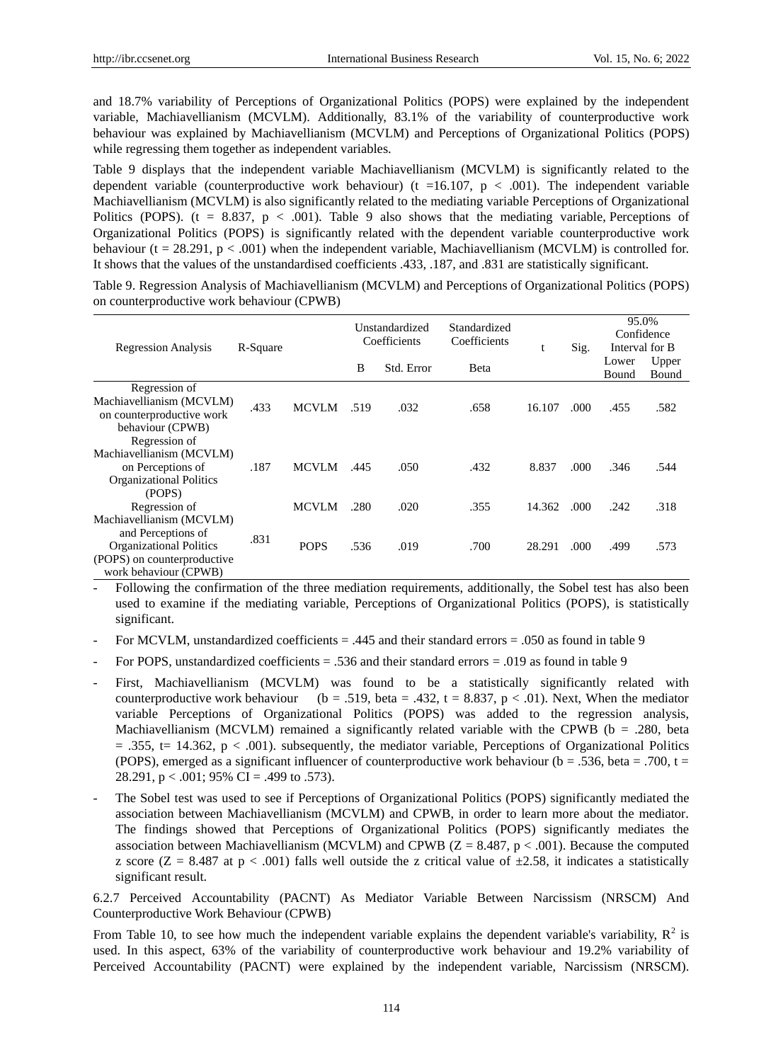and 18.7% variability of Perceptions of Organizational Politics (POPS) were explained by the independent variable, Machiavellianism (MCVLM). Additionally, 83.1% of the variability of counterproductive work behaviour was explained by Machiavellianism (MCVLM) and Perceptions of Organizational Politics (POPS) while regressing them together as independent variables.

Table 9 displays that the independent variable Machiavellianism (MCVLM) is significantly related to the dependent variable (counterproductive work behaviour) ($t = 16.107$, $p < .001$). The independent variable Machiavellianism (MCVLM) is also significantly related to the mediating variable Perceptions of Organizational Politics (POPS). ($t = 8.837$, $p < .001$). Table 9 also shows that the mediating variable, Perceptions of Organizational Politics (POPS) is significantly related with the dependent variable counterproductive work behaviour ($t = 28.291$, $p < .001$) when the independent variable, Machiavellianism (MCVLM) is controlled for. It shows that the values of the unstandardised coefficients .433, .187, and .831 are statistically significant.

Table 9. Regression Analysis of Machiavellianism (MCVLM) and Perceptions of Organizational Politics (POPS) on counterproductive work behaviour (CPWB)

| Regression Analysis | R-Square | | Unstandardized Coefficients | | Standardized Coefficients | t | Sig. | 95.0% Confidence Interval for B | |
|---|---|---|---|---|---|---|---|---|---|
| | | | B | Std. Error | Beta | | | Lower Bound | Upper Bound |
| Regression of Machiavellianism (MCVLM) on counterproductive work behaviour (CPWB) | .433 | MCVLM | .519 | .032 | .658 | 16.107 | .000 | .455 | .582 |
| Regression of Machiavellianism (MCVLM) on Perceptions of Organizational Politics (POPS) | .187 | MCVLM | .445 | .050 | .432 | 8.837 | .000 | .346 | .544 |
| Regression of Machiavellianism (MCVLM) and Perceptions of Organizational Politics (POPS) on counterproductive work behaviour (CPWB) | .831 | MCVLM | .280 | .020 | .355 | 14.362 | .000 | .242 | .318 |
| | | POPS | .536 | .019 | .700 | 28.291 | .000 | .499 | .573 |

- Following the confirmation of the three mediation requirements, additionally, the Sobel test has also been used to examine if the mediating variable, Perceptions of Organizational Politics (POPS), is statistically significant.
- For MCVLM, unstandardized coefficients = .445 and their standard errors = .050 as found in table 9
- For POPS, unstandardized coefficients = .536 and their standard errors = .019 as found in table 9
- First, Machiavellianism (MCVLM) was found to be a statistically significantly related with counterproductive work behaviour ($b = .519$, $beta = .432$, $t = 8.837$, $p < .01$). Next, When the mediator variable Perceptions of Organizational Politics (POPS) was added to the regression analysis, Machiavellianism (MCVLM) remained a significantly related variable with the CPWB ($b = .280$, $beta = .355$, $t = 14.362$, $p < .001$). subsequently, the mediator variable, Perceptions of Organizational Politics (POPS), emerged as a significant influencer of counterproductive work behaviour ($b = .536$, $beta = .700$, $t = 28.291$, $p < .001$; 95% CI = .499 to .573).
- The Sobel test was used to see if Perceptions of Organizational Politics (POPS) significantly mediated the association between Machiavellianism (MCVLM) and CPWB, in order to learn more about the mediator. The findings showed that Perceptions of Organizational Politics (POPS) significantly mediates the association between Machiavellianism (MCVLM) and CPWB ($Z = 8.487$, $p < .001$). Because the computed z score ($Z = 8.487$ at $p < .001$) falls well outside the z critical value of $\pm 2.58$, it indicates a statistically significant result.

6.2.7 Perceived Accountability (PACNT) As Mediator Variable Between Narcissism (NRSCM) And Counterproductive Work Behaviour (CPWB)

From Table 10, to see how much the independent variable explains the dependent variable's variability, $R^2$ is used. In this aspect, 63% of the variability of counterproductive work behaviour and 19.2% variability of Perceived Accountability (PACNT) were explained by the independent variable, Narcissism (NRSCM).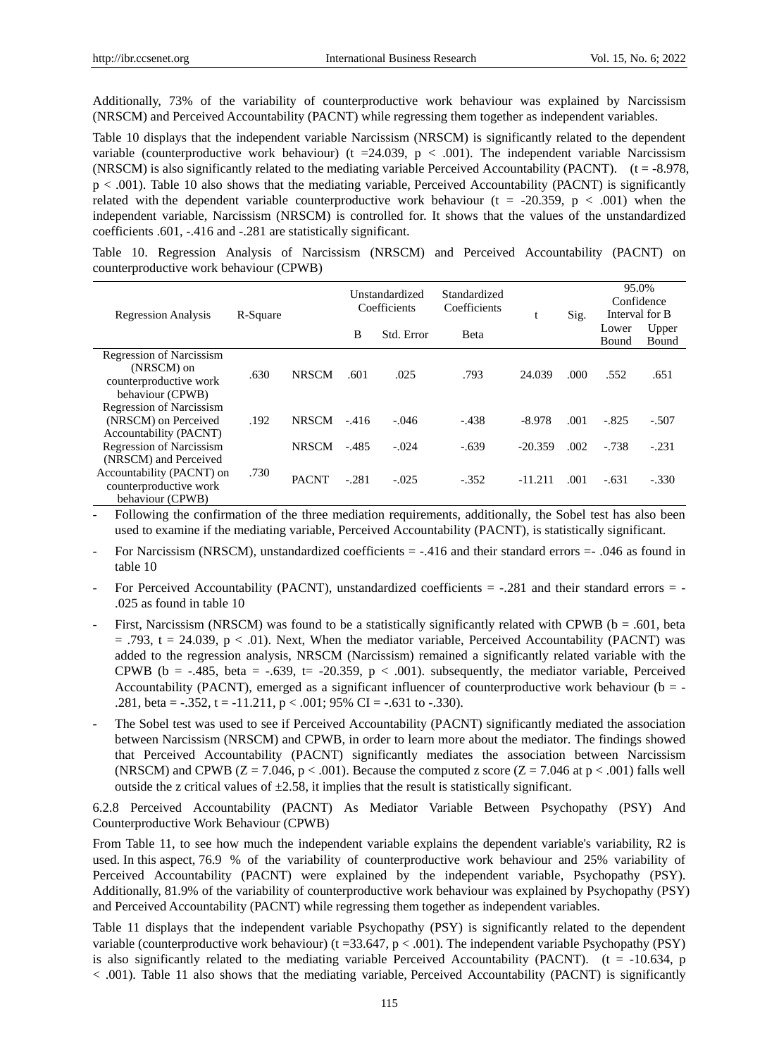Additionally, 73% of the variability of counterproductive work behaviour was explained by Narcissism (NRSCM) and Perceived Accountability (PACNT) while regressing them together as independent variables.

Table 10 displays that the independent variable Narcissism (NRSCM) is significantly related to the dependent variable (counterproductive work behaviour) (t =24.039, p < .001). The independent variable Narcissism (NRSCM) is also significantly related to the mediating variable Perceived Accountability (PACNT). (t = -8.978, p < .001). Table 10 also shows that the mediating variable, Perceived Accountability (PACNT) is significantly related with the dependent variable counterproductive work behaviour (t = -20.359, p < .001) when the independent variable, Narcissism (NRSCM) is controlled for. It shows that the values of the unstandardized coefficients .601, -.416 and -.281 are statistically significant.

Table 10. Regression Analysis of Narcissism (NRSCM) and Perceived Accountability (PACNT) on counterproductive work behaviour (CPWB)

| Regression Analysis | R-Square | | Unstandardized Coefficients | | Standardized Coefficients | t | Sig. | 95.0% Confidence Interval for B | |
|---|---|---|---|---|---|---|---|---|---|
| | | | B | Std. Error | Beta | | | Lower Bound | Upper Bound |
| Regression of Narcissism (NRSCM) on counterproductive work behaviour (CPWB) | .630 | NRSCM | .601 | .025 | .793 | 24.039 | .000 | .552 | .651 |
| Regression of Narcissism (NRSCM) on Perceived Accountability (PACNT) | .192 | NRSCM | -.416 | -.046 | -.438 | -8.978 | .001 | -.825 | -.507 |
| Regression of Narcissism (NRSCM) and Perceived Accountability (PACNT) on counterproductive work behaviour (CPWB) | .730 | NRSCM | -.485 | -.024 | -.639 | -20.359 | .002 | -.738 | -.231 |
| | | PACNT | -.281 | -.025 | -.352 | -11.211 | .001 | -.631 | -.330 |

- Following the confirmation of the three mediation requirements, additionally, the Sobel test has also been used to examine if the mediating variable, Perceived Accountability (PACNT), is statistically significant.
- For Narcissism (NRSCM), unstandardized coefficients = -.416 and their standard errors =- .046 as found in table 10
- For Perceived Accountability (PACNT), unstandardized coefficients = -.281 and their standard errors = -.025 as found in table 10
- First, Narcissism (NRSCM) was found to be a statistically significantly related with CPWB (b = .601, beta = .793, t = 24.039, p < .01). Next, When the mediator variable, Perceived Accountability (PACNT) was added to the regression analysis, NRSCM (Narcissism) remained a significantly related variable with the CPWB (b = -.485, beta = -.639, t= -20.359, p < .001). subsequently, the mediator variable, Perceived Accountability (PACNT), emerged as a significant influencer of counterproductive work behaviour (b = -.281, beta = -.352, t = -11.211, p < .001; 95% CI = -.631 to -.330).
- The Sobel test was used to see if Perceived Accountability (PACNT) significantly mediated the association between Narcissism (NRSCM) and CPWB, in order to learn more about the mediator. The findings showed that Perceived Accountability (PACNT) significantly mediates the association between Narcissism (NRSCM) and CPWB (Z = 7.046, p < .001). Because the computed z score (Z = 7.046 at p < .001) falls well outside the z critical values of ±2.58, it implies that the result is statistically significant.

#### 6.2.8 Perceived Accountability (PACNT) As Mediator Variable Between Psychopathy (PSY) And Counterproductive Work Behaviour (CPWB)

From Table 11, to see how much the independent variable explains the dependent variable's variability, R2 is used. In this aspect, 76.9 % of the variability of counterproductive work behaviour and 25% variability of Perceived Accountability (PACNT) were explained by the independent variable, Psychopathy (PSY). Additionally, 81.9% of the variability of counterproductive work behaviour was explained by Psychopathy (PSY) and Perceived Accountability (PACNT) while regressing them together as independent variables.

Table 11 displays that the independent variable Psychopathy (PSY) is significantly related to the dependent variable (counterproductive work behaviour) (t =33.647, p < .001). The independent variable Psychopathy (PSY) is also significantly related to the mediating variable Perceived Accountability (PACNT). (t = -10.634, p < .001). Table 11 also shows that the mediating variable, Perceived Accountability (PACNT) is significantly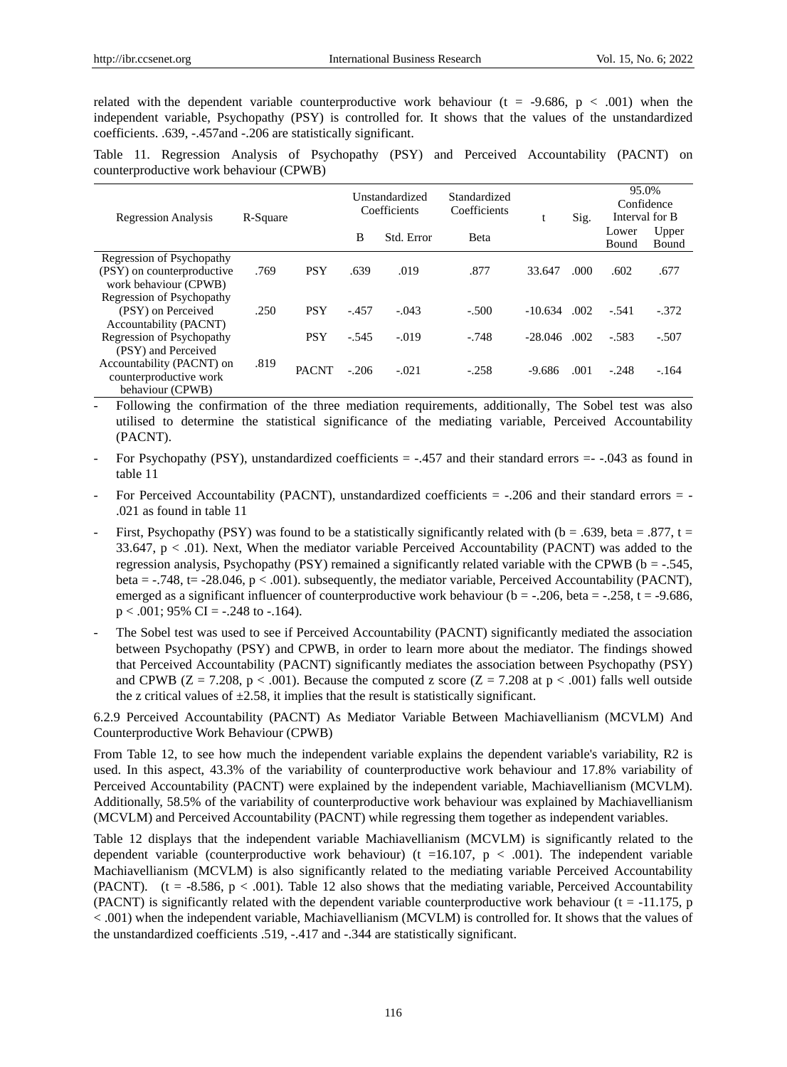related with the dependent variable counterproductive work behaviour ($t = -9.686$, $p < .001$) when the independent variable, Psychopathy (PSY) is controlled for. It shows that the values of the unstandardized coefficients. .639, -.457and -.206 are statistically significant.

Table 11. Regression Analysis of Psychopathy (PSY) and Perceived Accountability (PACNT) on counterproductive work behaviour (CPWB)

| Regression Analysis | R-Square | | Unstandardized Coefficients | | Standardized Coefficients | t | Sig. | 95.0% Confidence Interval for B | |
|---|---|---|---|---|---|---|---|---|---|
| | | | B | Std. Error | Beta | | | Lower Bound | Upper Bound |
| Regression of Psychopathy (PSY) on counterproductive work behaviour (CPWB) | .769 | PSY | .639 | .019 | .877 | 33.647 | .000 | .602 | .677 |
| Regression of Psychopathy (PSY) on Perceived Accountability (PACNT) | .250 | PSY | -.457 | -.043 | -.500 | -10.634 | .002 | -.541 | -.372 |
| Regression of Psychopathy (PSY) and Perceived Accountability (PACNT) on counterproductive work behaviour (CPWB) | .819 | PSY | -.545 | -.019 | -.748 | -28.046 | .002 | -.583 | -.507 |
| | | PACNT | -.206 | -.021 | -.258 | -9.686 | .001 | -.248 | -.164 |

- Following the confirmation of the three mediation requirements, additionally, The Sobel test was also utilised to determine the statistical significance of the mediating variable, Perceived Accountability (PACNT).
- For Psychopathy (PSY), unstandardized coefficients = -.457 and their standard errors =- -.043 as found in table 11
- For Perceived Accountability (PACNT), unstandardized coefficients = -.206 and their standard errors = -.021 as found in table 11
- First, Psychopathy (PSY) was found to be a statistically significantly related with ($b = .639$, beta = .877, $t = 33.647$, $p < .01$). Next, When the mediator variable Perceived Accountability (PACNT) was added to the regression analysis, Psychopathy (PSY) remained a significantly related variable with the CPWB ($b = -.545$, beta = -.748, $t = -28.046$, $p < .001$). subsequently, the mediator variable, Perceived Accountability (PACNT), emerged as a significant influencer of counterproductive work behaviour ($b = -.206$, beta = -.258, $t = -9.686$, $p < .001$; 95% CI = -.248 to -.164).
- The Sobel test was used to see if Perceived Accountability (PACNT) significantly mediated the association between Psychopathy (PSY) and CPWB, in order to learn more about the mediator. The findings showed that Perceived Accountability (PACNT) significantly mediates the association between Psychopathy (PSY) and CPWB ($Z = 7.208$, $p < .001$). Because the computed z score ($Z = 7.208$ at $p < .001$) falls well outside the z critical values of $\pm 2.58$, it implies that the result is statistically significant.

### 6.2.9 Perceived Accountability (PACNT) As Mediator Variable Between Machiavellianism (MCVLM) And Counterproductive Work Behaviour (CPWB)

From Table 12, to see how much the independent variable explains the dependent variable's variability, R2 is used. In this aspect, 43.3% of the variability of counterproductive work behaviour and 17.8% variability of Perceived Accountability (PACNT) were explained by the independent variable, Machiavellianism (MCVLM). Additionally, 58.5% of the variability of counterproductive work behaviour was explained by Machiavellianism (MCVLM) and Perceived Accountability (PACNT) while regressing them together as independent variables.

Table 12 displays that the independent variable Machiavellianism (MCVLM) is significantly related to the dependent variable (counterproductive work behaviour) ($t = 16.107$, $p < .001$). The independent variable Machiavellianism (MCVLM) is also significantly related to the mediating variable Perceived Accountability (PACNT). ($t = -8.586$, $p < .001$). Table 12 also shows that the mediating variable, Perceived Accountability (PACNT) is significantly related with the dependent variable counterproductive work behaviour ($t = -11.175$, $p < .001$) when the independent variable, Machiavellianism (MCVLM) is controlled for. It shows that the values of the unstandardized coefficients .519, -.417 and -.344 are statistically significant.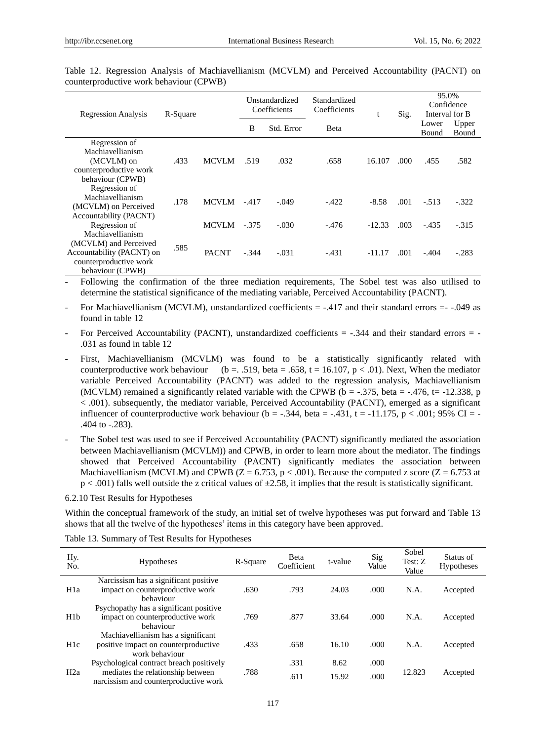Table 12. Regression Analysis of Machiavellianism (MCVLM) and Perceived Accountability (PACNT) on counterproductive work behaviour (CPWB)

| Regression Analysis | R-Square | | Unstandardized Coefficients | | Standardized Coefficients | t | Sig. | 95.0% Confidence Interval for B | |
|---|---|---|---|---|---|---|---|---|---|
| | | | B | Std. Error | Beta | | | Lower Bound | Upper Bound |
| Regression of Machiavellianism (MCVLM) on counterproductive work behaviour (CPWB) | .433 | MCVLM | .519 | .032 | .658 | 16.107 | .000 | .455 | .582 |
| Regression of Machiavellianism (MCVLM) on Perceived Accountability (PACNT) | .178 | MCVLM | -.417 | -.049 | -.422 | -8.58 | .001 | -.513 | -.322 |
| Regression of Machiavellianism (MCVLM) and Perceived Accountability (PACNT) on counterproductive work behaviour (CPWB) | .585 | MCVLM | -.375 | -.030 | -.476 | -12.33 | .003 | -.435 | -.315 |
| | | PACNT | -.344 | -.031 | -.431 | -11.17 | .001 | -.404 | -.283 |

- Following the confirmation of the three mediation requirements, The Sobel test was also utilised to determine the statistical significance of the mediating variable, Perceived Accountability (PACNT).
- For Machiavellianism (MCVLM), unstandardized coefficients = -.417 and their standard errors =- -.049 as found in table 12
- For Perceived Accountability (PACNT), unstandardized coefficients = -.344 and their standard errors = -.031 as found in table 12
- First, Machiavellianism (MCVLM) was found to be a statistically significantly related with counterproductive work behaviour (b =. .519, beta = .658, t = 16.107, $p < .01$). Next, When the mediator variable Perceived Accountability (PACNT) was added to the regression analysis, Machiavellianism (MCVLM) remained a significantly related variable with the CPWB (b = -.375, beta = -.476, t= -12.338, $p < .001$). subsequently, the mediator variable, Perceived Accountability (PACNT), emerged as a significant influencer of counterproductive work behaviour (b = -.344, beta = -.431, t = -11.175, $p < .001$; 95% CI = -.404 to -.283).
- The Sobel test was used to see if Perceived Accountability (PACNT) significantly mediated the association between Machiavellianism (MCVLM)) and CPWB, in order to learn more about the mediator. The findings showed that Perceived Accountability (PACNT) significantly mediates the association between Machiavellianism (MCVLM) and CPWB ($Z = 6.753$, $p < .001$). Because the computed z score ($Z = 6.753$ at $p < .001$) falls well outside the z critical values of ±2.58, it implies that the result is statistically significant.

6.2.10 Test Results for Hypotheses

Within the conceptual framework of the study, an initial set of twelve hypotheses was put forward and Table 13 shows that all the twelve of the hypotheses' items in this category have been approved.

Table 13. Summary of Test Results for Hypotheses

| Hy. No. | Hypotheses | R-Square | Beta Coefficient | t-value | Sig Value | Sobel Test: Z Value | Status of Hypotheses |
|---|---|---|---|---|---|---|---|
| H1a | Narcissism has a significant positive impact on counterproductive work behaviour | .630 | .793 | 24.03 | .000 | N.A. | Accepted |
| H1b | Psychopathy has a significant positive impact on counterproductive work behaviour | .769 | .877 | 33.64 | .000 | N.A. | Accepted |
| H1c | Machiavellianism has a significant positive impact on counterproductive work behaviour | .433 | .658 | 16.10 | .000 | N.A. | Accepted |
| H2a | Psychological contract breach positively mediates the relationship between narcissism and counterproductive work | .788 | .331<br>.611 | 8.62<br>15.92 | .000<br>.000 | 12.823 | Accepted |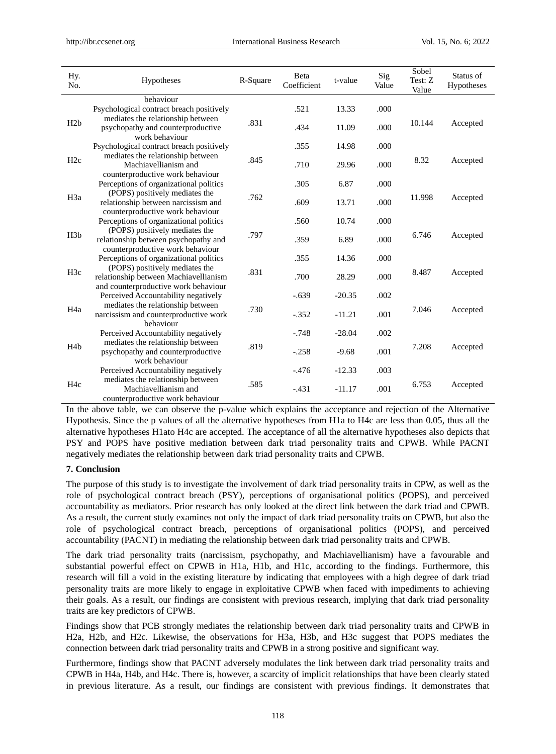| Hy. No. | Hypotheses | R-Square | Beta Coefficient | t-value | Sig Value | Sobel Test: Z Value | Status of Hypotheses |
|---|---|---|---|---|---|---|---|
| | behaviour | | | | | | |
| H2b | Psychological contract breach positively mediates the relationship between psychopathy and counterproductive work behaviour | .831 | .521 | 13.33 | .000 | 10.144 | Accepted |
| | | | .434 | 11.09 | .000 | | |
| H2c | Psychological contract breach positively mediates the relationship between Machiavellianism and counterproductive work behaviour | .845 | .355 | 14.98 | .000 | 8.32 | Accepted |
| | | | .710 | 29.96 | .000 | | |
| H3a | Perceptions of organizational politics (POPS) positively mediates the relationship between narcissism and counterproductive work behaviour | .762 | .305 | 6.87 | .000 | 11.998 | Accepted |
| | | | .609 | 13.71 | .000 | | |
| H3b | Perceptions of organizational politics (POPS) positively mediates the relationship between psychopathy and counterproductive work behaviour | .797 | .560 | 10.74 | .000 | 6.746 | Accepted |
| | | | .359 | 6.89 | .000 | | |
| H3c | Perceptions of organizational politics (POPS) positively mediates the relationship between Machiavellianism and counterproductive work behaviour | .831 | .355 | 14.36 | .000 | 8.487 | Accepted |
| | | | .700 | 28.29 | .000 | | |
| H4a | Perceived Accountability negatively mediates the relationship between narcissism and counterproductive work behaviour | .730 | -.639 | -20.35 | .002 | 7.046 | Accepted |
| | | | -.352 | -11.21 | .001 | | |
| H4b | Perceived Accountability negatively mediates the relationship between psychopathy and counterproductive work behaviour | .819 | -.748 | -28.04 | .002 | 7.208 | Accepted |
| | | | -.258 | -9.68 | .001 | | |
| H4c | Perceived Accountability negatively mediates the relationship between Machiavellianism and counterproductive work behaviour | .585 | -.476 | -12.33 | .003 | 6.753 | Accepted |
| | | | -.431 | -11.17 | .001 | | |

In the above table, we can observe the p-value which explains the acceptance and rejection of the Alternative Hypothesis. Since the p values of all the alternative hypotheses from H1a to H4c are less than 0.05, thus all the alternative hypotheses H1ato H4c are accepted. The acceptance of all the alternative hypotheses also depicts that PSY and POPS have positive mediation between dark triad personality traits and CPWB. While PACNT negatively mediates the relationship between dark triad personality traits and CPWB.

## 7. Conclusion

The purpose of this study is to investigate the involvement of dark triad personality traits in CPW, as well as the role of psychological contract breach (PSY), perceptions of organisational politics (POPS), and perceived accountability as mediators. Prior research has only looked at the direct link between the dark triad and CPWB. As a result, the current study examines not only the impact of dark triad personality traits on CPWB, but also the role of psychological contract breach, perceptions of organisational politics (POPS), and perceived accountability (PACNT) in mediating the relationship between dark triad personality traits and CPWB.

The dark triad personality traits (narcissism, psychopathy, and Machiavellianism) have a favourable and substantial powerful effect on CPWB in H1a, H1b, and H1c, according to the findings. Furthermore, this research will fill a void in the existing literature by indicating that employees with a high degree of dark triad personality traits are more likely to engage in exploitative CPWB when faced with impediments to achieving their goals. As a result, our findings are consistent with previous research, implying that dark triad personality traits are key predictors of CPWB.

Findings show that PCB strongly mediates the relationship between dark triad personality traits and CPWB in H2a, H2b, and H2c. Likewise, the observations for H3a, H3b, and H3c suggest that POPS mediates the connection between dark triad personality traits and CPWB in a strong positive and significant way.

Furthermore, findings show that PACNT adversely modulates the link between dark triad personality traits and CPWB in H4a, H4b, and H4c. There is, however, a scarcity of implicit relationships that have been clearly stated in previous literature. As a result, our findings are consistent with previous findings. It demonstrates that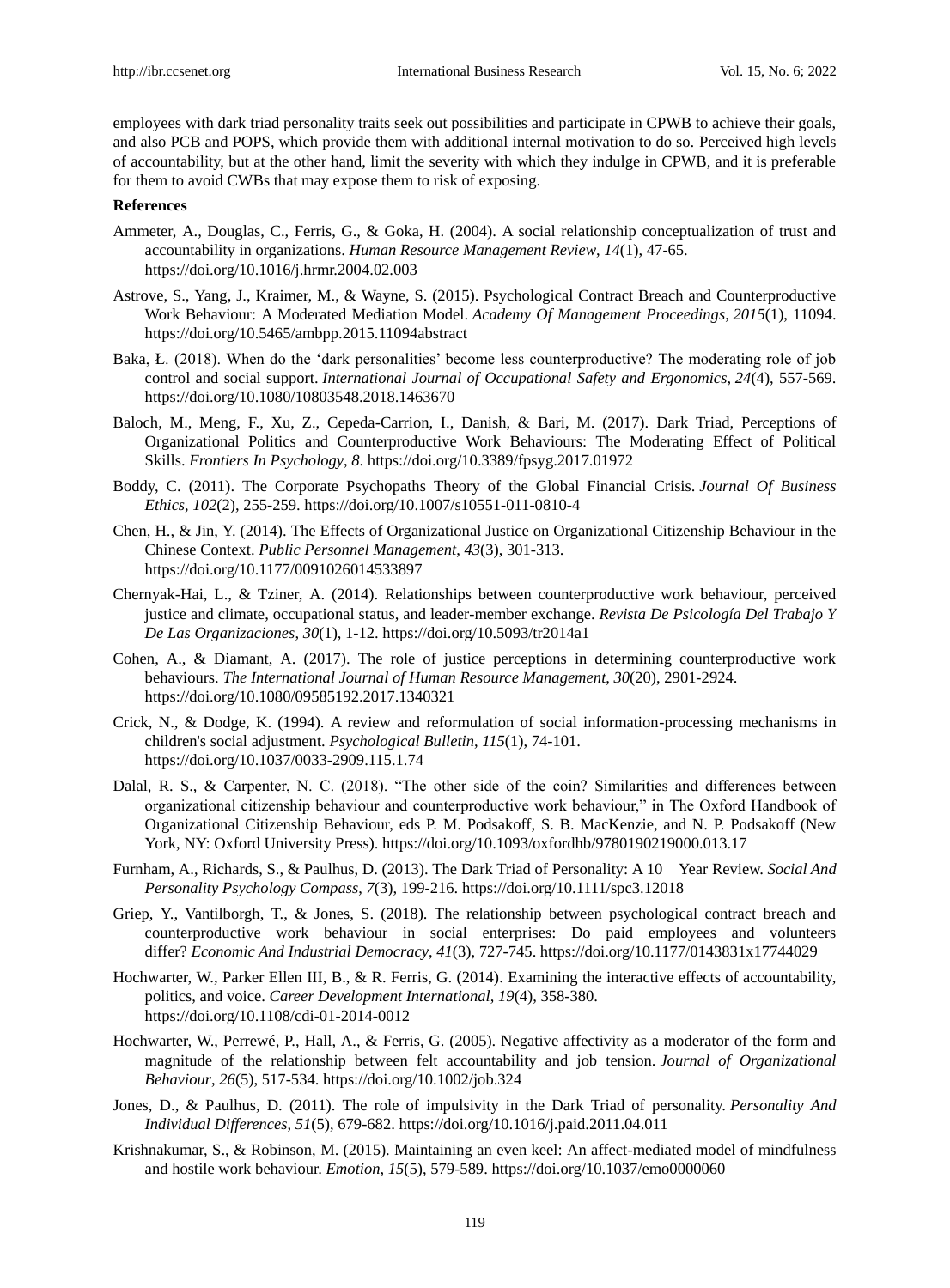employees with dark triad personality traits seek out possibilities and participate in CPWB to achieve their goals, and also PCB and POPS, which provide them with additional internal motivation to do so. Perceived high levels of accountability, but at the other hand, limit the severity with which they indulge in CPWB, and it is preferable for them to avoid CWBs that may expose them to risk of exposing.

**References**

Ammeter, A., Douglas, C., Ferris, G., & Goka, H. (2004). A social relationship conceptualization of trust and accountability in organizations. *Human Resource Management Review*, *14*(1), 47-65. https://doi.org/10.1016/j.hrmr.2004.02.003

Astrove, S., Yang, J., Kraimer, M., & Wayne, S. (2015). Psychological Contract Breach and Counterproductive Work Behaviour: A Moderated Mediation Model. *Academy Of Management Proceedings*, *2015*(1), 11094. https://doi.org/10.5465/ambpp.2015.11094abstract

Baka, Ł. (2018). When do the 'dark personalities' become less counterproductive? The moderating role of job control and social support. *International Journal of Occupational Safety and Ergonomics*, *24*(4), 557-569. https://doi.org/10.1080/10803548.2018.1463670

Baloch, M., Meng, F., Xu, Z., Cepeda-Carrion, I., Danish, & Bari, M. (2017). Dark Triad, Perceptions of Organizational Politics and Counterproductive Work Behaviours: The Moderating Effect of Political Skills. *Frontiers In Psychology*, *8*. https://doi.org/10.3389/fpsyg.2017.01972

Boddy, C. (2011). The Corporate Psychopaths Theory of the Global Financial Crisis. *Journal Of Business Ethics*, *102*(2), 255-259. https://doi.org/10.1007/s10551-011-0810-4

Chen, H., & Jin, Y. (2014). The Effects of Organizational Justice on Organizational Citizenship Behaviour in the Chinese Context. *Public Personnel Management*, *43*(3), 301-313. https://doi.org/10.1177/0091026014533897

Chernyak-Hai, L., & Tziner, A. (2014). Relationships between counterproductive work behaviour, perceived justice and climate, occupational status, and leader-member exchange. *Revista De Psicología Del Trabajo Y De Las Organizaciones*, *30*(1), 1-12. https://doi.org/10.5093/tr2014a1

Cohen, A., & Diamant, A. (2017). The role of justice perceptions in determining counterproductive work behaviours. *The International Journal of Human Resource Management*, *30*(20), 2901-2924. https://doi.org/10.1080/09585192.2017.1340321

Crick, N., & Dodge, K. (1994). A review and reformulation of social information-processing mechanisms in children's social adjustment. *Psychological Bulletin*, *115*(1), 74-101. https://doi.org/10.1037/0033-2909.115.1.74

Dalal, R. S., & Carpenter, N. C. (2018). "The other side of the coin? Similarities and differences between organizational citizenship behaviour and counterproductive work behaviour," in The Oxford Handbook of Organizational Citizenship Behaviour, eds P. M. Podsakoff, S. B. MacKenzie, and N. P. Podsakoff (New York, NY: Oxford University Press). https://doi.org/10.1093/oxfordhb/9780190219000.013.17

Furnham, A., Richards, S., & Paulhus, D. (2013). The Dark Triad of Personality: A 10 Year Review. *Social And Personality Psychology Compass*, *7*(3), 199-216. https://doi.org/10.1111/spc3.12018

Griep, Y., Vantilborgh, T., & Jones, S. (2018). The relationship between psychological contract breach and counterproductive work behaviour in social enterprises: Do paid employees and volunteers differ? *Economic And Industrial Democracy*, *41*(3), 727-745. https://doi.org/10.1177/0143831x17744029

Hochwarter, W., Parker Ellen III, B., & R. Ferris, G. (2014). Examining the interactive effects of accountability, politics, and voice. *Career Development International*, *19*(4), 358-380. https://doi.org/10.1108/cdi-01-2014-0012

Hochwarter, W., Perrewé, P., Hall, A., & Ferris, G. (2005). Negative affectivity as a moderator of the form and magnitude of the relationship between felt accountability and job tension. *Journal of Organizational Behaviour*, *26*(5), 517-534. https://doi.org/10.1002/job.324

Jones, D., & Paulhus, D. (2011). The role of impulsivity in the Dark Triad of personality. *Personality And Individual Differences*, *51*(5), 679-682. https://doi.org/10.1016/j.paid.2011.04.011

Krishnakumar, S., & Robinson, M. (2015). Maintaining an even keel: An affect-mediated model of mindfulness and hostile work behaviour. *Emotion*, *15*(5), 579-589. https://doi.org/10.1037/emo0000060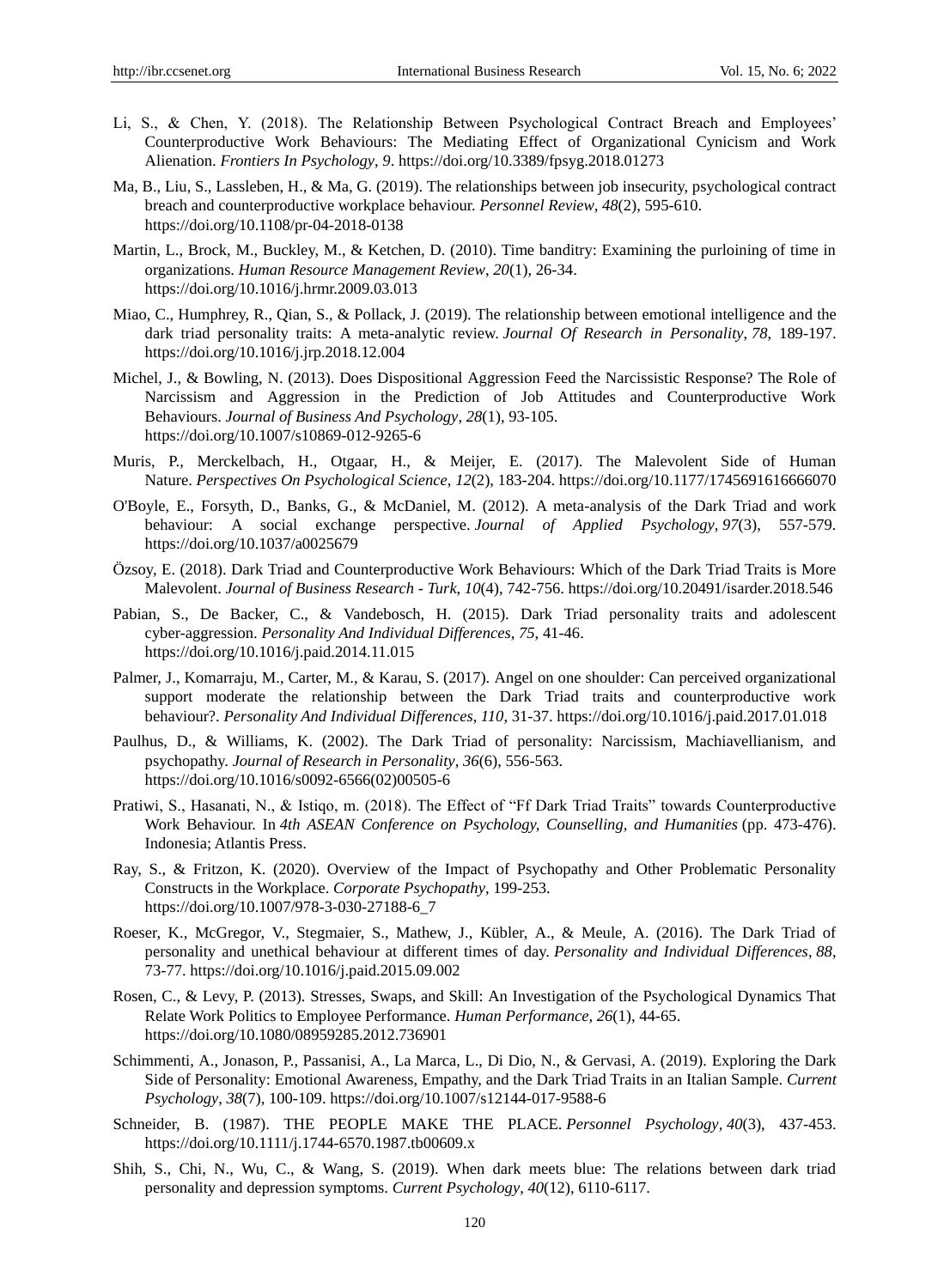Li, S., & Chen, Y. (2018). The Relationship Between Psychological Contract Breach and Employees' Counterproductive Work Behaviours: The Mediating Effect of Organizational Cynicism and Work Alienation. *Frontiers In Psychology*, *9*. https://doi.org/10.3389/fpsyg.2018.01273

Ma, B., Liu, S., Lassleben, H., & Ma, G. (2019). The relationships between job insecurity, psychological contract breach and counterproductive workplace behaviour. *Personnel Review*, *48*(2), 595-610. https://doi.org/10.1108/pr-04-2018-0138

Martin, L., Brock, M., Buckley, M., & Ketchen, D. (2010). Time banditry: Examining the purloining of time in organizations. *Human Resource Management Review*, *20*(1), 26-34. https://doi.org/10.1016/j.hrmr.2009.03.013

Miao, C., Humphrey, R., Qian, S., & Pollack, J. (2019). The relationship between emotional intelligence and the dark triad personality traits: A meta-analytic review. *Journal Of Research in Personality*, *78*, 189-197. https://doi.org/10.1016/j.jrp.2018.12.004

Michel, J., & Bowling, N. (2013). Does Dispositional Aggression Feed the Narcissistic Response? The Role of Narcissism and Aggression in the Prediction of Job Attitudes and Counterproductive Work Behaviours. *Journal of Business And Psychology*, *28*(1), 93-105. https://doi.org/10.1007/s10869-012-9265-6

Muris, P., Merckelbach, H., Otgaar, H., & Meijer, E. (2017). The Malevolent Side of Human Nature. *Perspectives On Psychological Science*, *12*(2), 183-204. https://doi.org/10.1177/1745691616666070

O'Boyle, E., Forsyth, D., Banks, G., & McDaniel, M. (2012). A meta-analysis of the Dark Triad and work behaviour: A social exchange perspective. *Journal of Applied Psychology*, *97*(3), 557-579. https://doi.org/10.1037/a0025679

Özsoy, E. (2018). Dark Triad and Counterproductive Work Behaviours: Which of the Dark Triad Traits is More Malevolent. *Journal of Business Research - Turk*, *10*(4), 742-756. https://doi.org/10.20491/isarder.2018.546

Pabian, S., De Backer, C., & Vandebosch, H. (2015). Dark Triad personality traits and adolescent cyber-aggression. *Personality And Individual Differences*, *75*, 41-46. https://doi.org/10.1016/j.paid.2014.11.015

Palmer, J., Komarraju, M., Carter, M., & Karau, S. (2017). Angel on one shoulder: Can perceived organizational support moderate the relationship between the Dark Triad traits and counterproductive work behaviour?. *Personality And Individual Differences*, *110*, 31-37. https://doi.org/10.1016/j.paid.2017.01.018

Paulhus, D., & Williams, K. (2002). The Dark Triad of personality: Narcissism, Machiavellianism, and psychopathy. *Journal of Research in Personality*, *36*(6), 556-563. https://doi.org/10.1016/s0092-6566(02)00505-6

Pratiwi, S., Hasanati, N., & Istiqo, m. (2018). The Effect of "Ff Dark Triad Traits" towards Counterproductive Work Behaviour. In *4th ASEAN Conference on Psychology, Counselling, and Humanities* (pp. 473-476). Indonesia; Atlantis Press.

Ray, S., & Fritzon, K. (2020). Overview of the Impact of Psychopathy and Other Problematic Personality Constructs in the Workplace. *Corporate Psychopathy*, 199-253. https://doi.org/10.1007/978-3-030-27188-6_7

Roeser, K., McGregor, V., Stegmaier, S., Mathew, J., Kübler, A., & Meule, A. (2016). The Dark Triad of personality and unethical behaviour at different times of day. *Personality and Individual Differences*, *88*, 73-77. https://doi.org/10.1016/j.paid.2015.09.002

Rosen, C., & Levy, P. (2013). Stresses, Swaps, and Skill: An Investigation of the Psychological Dynamics That Relate Work Politics to Employee Performance. *Human Performance*, *26*(1), 44-65. https://doi.org/10.1080/08959285.2012.736901

Schimmenti, A., Jonason, P., Passanisi, A., La Marca, L., Di Dio, N., & Gervasi, A. (2019). Exploring the Dark Side of Personality: Emotional Awareness, Empathy, and the Dark Triad Traits in an Italian Sample. *Current Psychology*, *38*(7), 100-109. https://doi.org/10.1007/s12144-017-9588-6

Schneider, B. (1987). THE PEOPLE MAKE THE PLACE. *Personnel Psychology*, *40*(3), 437-453. https://doi.org/10.1111/j.1744-6570.1987.tb00609.x

Shih, S., Chi, N., Wu, C., & Wang, S. (2019). When dark meets blue: The relations between dark triad personality and depression symptoms. *Current Psychology*, *40*(12), 6110-6117.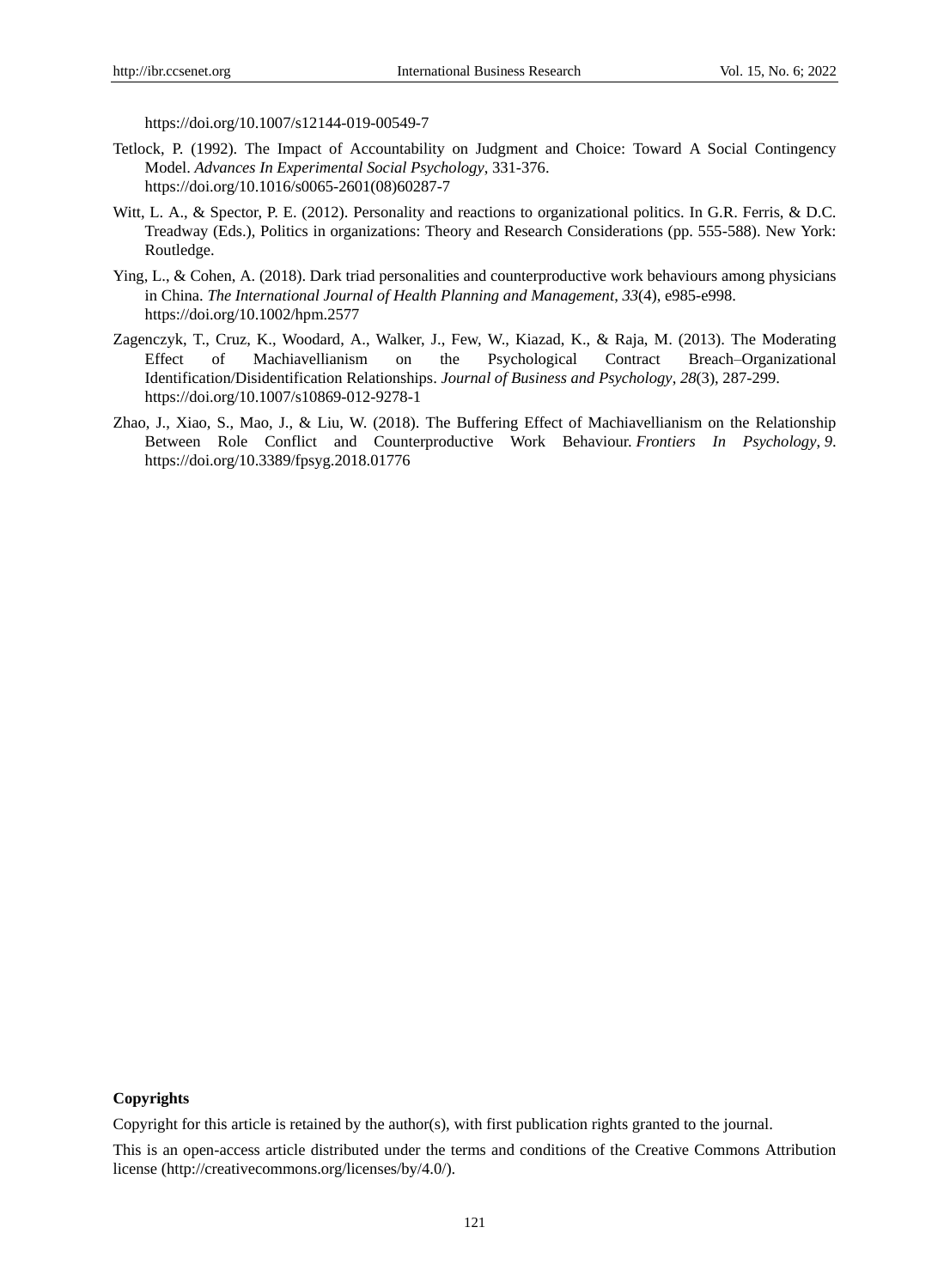https://doi.org/10.1007/s12144-019-00549-7

Tetlock, P. (1992). The Impact of Accountability on Judgment and Choice: Toward A Social Contingency Model. *Advances In Experimental Social Psychology*, 331-376. https://doi.org/10.1016/s0065-2601(08)60287-7

Witt, L. A., & Spector, P. E. (2012). Personality and reactions to organizational politics. In G.R. Ferris, & D.C. Treadway (Eds.), Politics in organizations: Theory and Research Considerations (pp. 555-588). New York: Routledge.

Ying, L., & Cohen, A. (2018). Dark triad personalities and counterproductive work behaviours among physicians in China. *The International Journal of Health Planning and Management*, *33*(4), e985-e998. https://doi.org/10.1002/hpm.2577

Zagenczyk, T., Cruz, K., Woodard, A., Walker, J., Few, W., Kiazad, K., & Raja, M. (2013). The Moderating Effect of Machiavellianism on the Psychological Contract Breach–Organizational Identification/Disidentification Relationships. *Journal of Business and Psychology*, *28*(3), 287-299. https://doi.org/10.1007/s10869-012-9278-1

Zhao, J., Xiao, S., Mao, J., & Liu, W. (2018). The Buffering Effect of Machiavellianism on the Relationship Between Role Conflict and Counterproductive Work Behaviour. *Frontiers In Psychology*, *9*. https://doi.org/10.3389/fpsyg.2018.01776

**Copyrights**

Copyright for this article is retained by the author(s), with first publication rights granted to the journal.

This is an open-access article distributed under the terms and conditions of the Creative Commons Attribution license (http://creativecommons.org/licenses/by/4.0/).